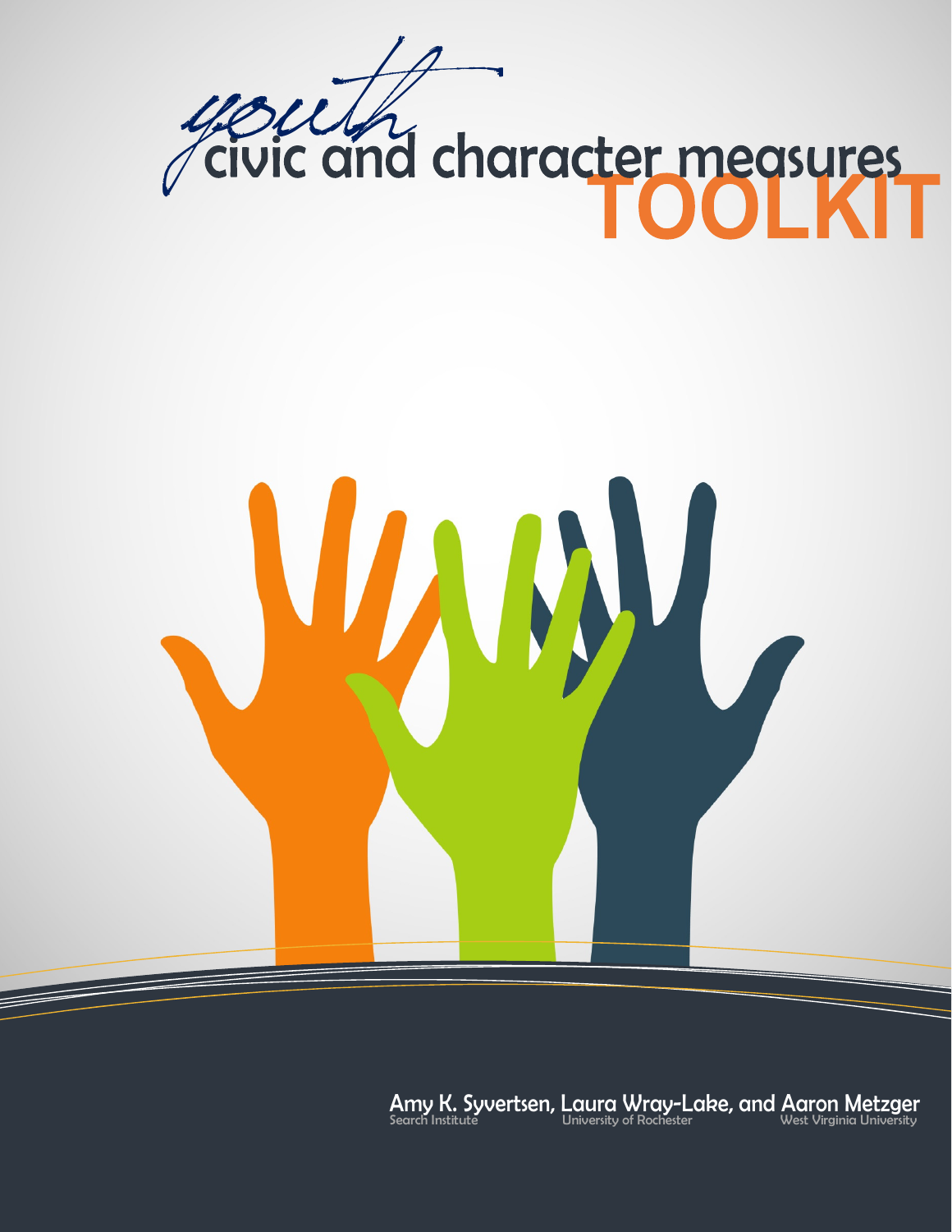# youth civic and character measures TOOLKIT

Amy K. Syvertsen, Laura Wray-Lake, and Aaron Metzger

Search Institute — University of Rochester — West Virginia University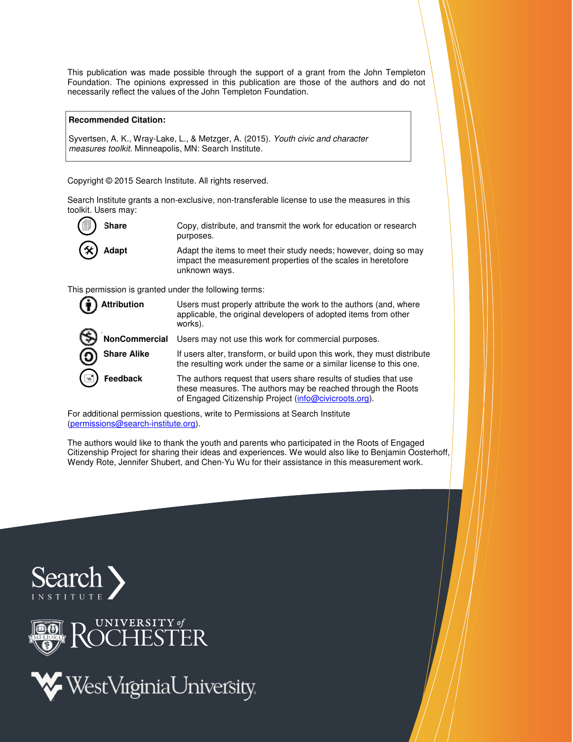This publication was made possible through the support of a grant from the John Templeton Foundation. The opinions expressed in this publication are those of the authors and do not necessarily reflect the values of the John Templeton Foundation.

**Recommended Citation:**

Syvertsen, A. K., Wray-Lake, L., & Metzger, A. (2015). *Youth civic and character measures toolkit.* Minneapolis, MN: Search Institute.

Copyright © 2015 Search Institute. All rights reserved.

Search Institute grants a non-exclusive, non-transferable license to use the measures in this toolkit. Users may:

| | |
|---|---|
| **Share** | Copy, distribute, and transmit the work for education or research purposes. |
| **Adapt** | Adapt the items to meet their study needs; however, doing so may impact the measurement properties of the scales in heretofore unknown ways. |

This permission is granted under the following terms:

| | |
|---|---|
| **Attribution** | Users must properly attribute the work to the authors (and, where applicable, the original developers of adopted items from other works). |
| **NonCommercial** | Users may not use this work for commercial purposes. |
| **Share Alike** | If users alter, transform, or build upon this work, they must distribute the resulting work under the same or a similar license to this one. |
| **Feedback** | The authors request that users share results of studies that use these measures. The authors may be reached through the Roots of Engaged Citizenship Project (info@civicroots.org). |

For additional permission questions, write to Permissions at Search Institute (permissions@search-institute.org).

The authors would like to thank the youth and parents who participated in the Roots of Engaged Citizenship Project for sharing their ideas and experiences. We would also like to Benjamin Oosterhoff, Wendy Rote, Jennifer Shubert, and Chen-Yu Wu for their assistance in this measurement work.

Search Institute

University of Rochester

West Virginia University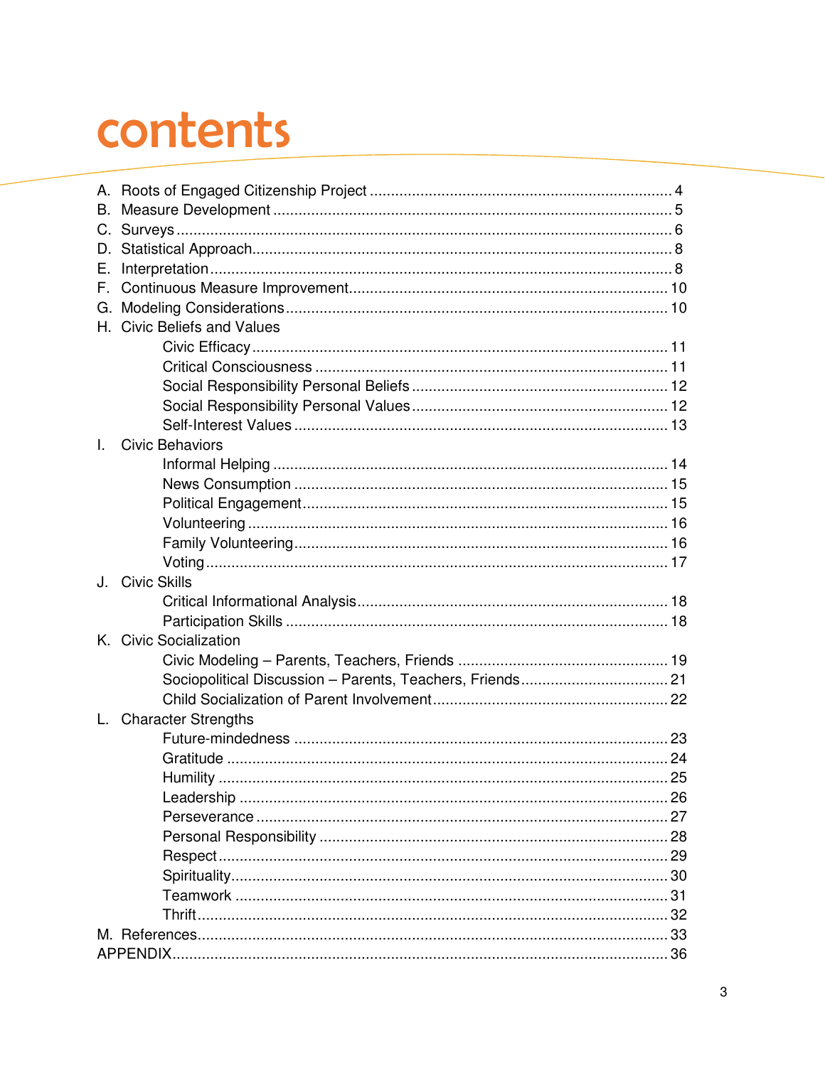# contents

A. Roots of Engaged Citizenship Project ........................................................ 4
B. Measure Development ........................................................ 5
C. Surveys ........................................................ 6
D. Statistical Approach ........................................................ 8
E. Interpretation ........................................................ 8
F. Continuous Measure Improvement ........................................................ 10
G. Modeling Considerations ........................................................ 10
H. Civic Beliefs and Values
  - Civic Efficacy ........................................................ 11
  - Critical Consciousness ........................................................ 11
  - Social Responsibility Personal Beliefs ........................................................ 12
  - Social Responsibility Personal Values ........................................................ 12
  - Self-Interest Values ........................................................ 13

I. Civic Behaviors
  - Informal Helping ........................................................ 14
  - News Consumption ........................................................ 15
  - Political Engagement ........................................................ 15
  - Volunteering ........................................................ 16
  - Family Volunteering ........................................................ 16
  - Voting ........................................................ 17

J. Civic Skills
  - Critical Informational Analysis ........................................................ 18
  - Participation Skills ........................................................ 18

K. Civic Socialization
  - Civic Modeling – Parents, Teachers, Friends ........................................................ 19
  - Sociopolitical Discussion – Parents, Teachers, Friends ........................................................ 21
  - Child Socialization of Parent Involvement ........................................................ 22

L. Character Strengths
  - Future-mindedness ........................................................ 23
  - Gratitude ........................................................ 24
  - Humility ........................................................ 25
  - Leadership ........................................................ 26
  - Perseverance ........................................................ 27
  - Personal Responsibility ........................................................ 28
  - Respect ........................................................ 29
  - Spirituality ........................................................ 30
  - Teamwork ........................................................ 31
  - Thrift ........................................................ 32

M. References ........................................................ 33

APPENDIX ........................................................ 36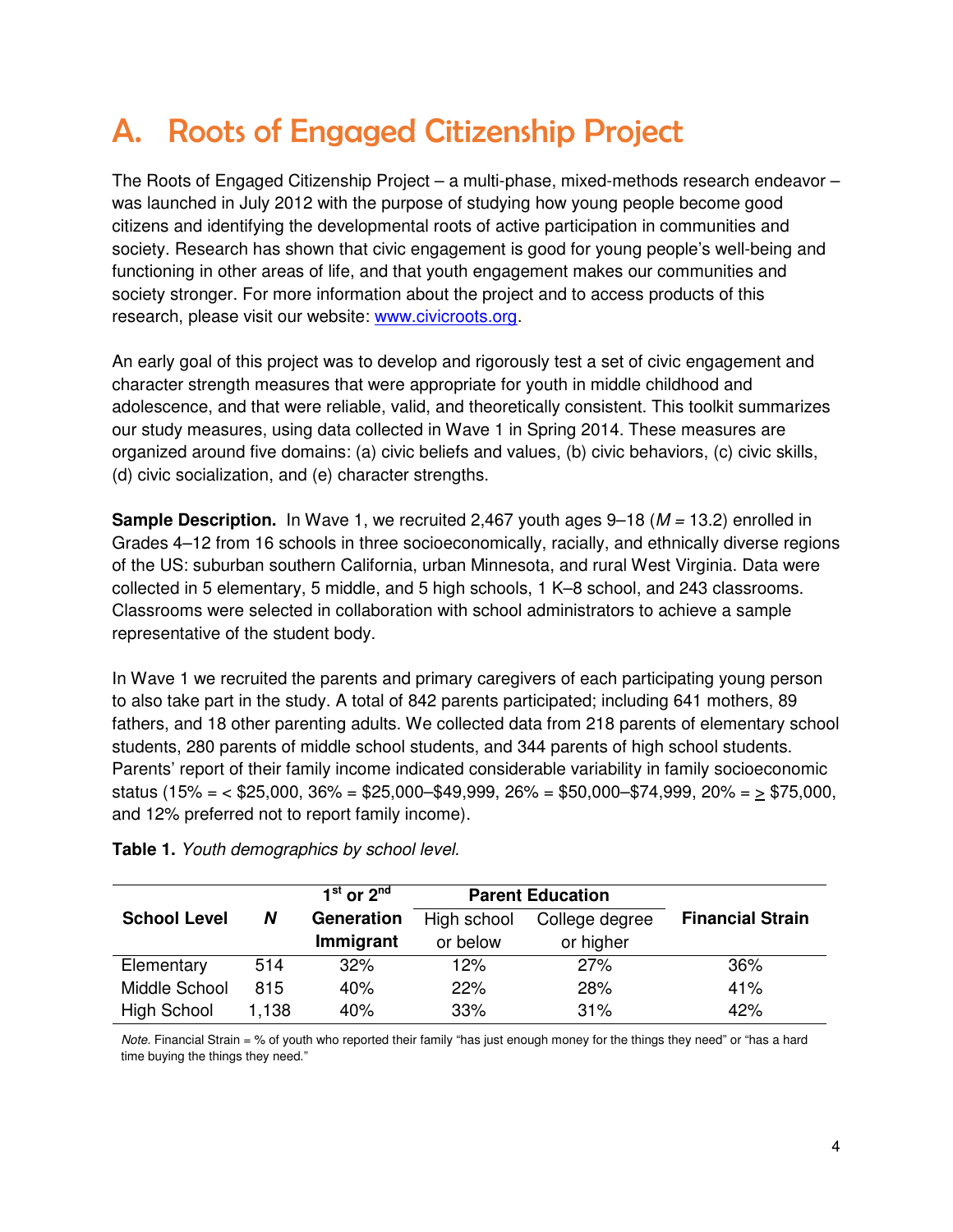# A. Roots of Engaged Citizenship Project

The Roots of Engaged Citizenship Project – a multi-phase, mixed-methods research endeavor – was launched in July 2012 with the purpose of studying how young people become good citizens and identifying the developmental roots of active participation in communities and society. Research has shown that civic engagement is good for young people's well-being and functioning in other areas of life, and that youth engagement makes our communities and society stronger. For more information about the project and to access products of this research, please visit our website: [www.civicroots.org](http://www.civicroots.org).

An early goal of this project was to develop and rigorously test a set of civic engagement and character strength measures that were appropriate for youth in middle childhood and adolescence, and that were reliable, valid, and theoretically consistent. This toolkit summarizes our study measures, using data collected in Wave 1 in Spring 2014. These measures are organized around five domains: (a) civic beliefs and values, (b) civic behaviors, (c) civic skills, (d) civic socialization, and (e) character strengths.

**Sample Description.** In Wave 1, we recruited 2,467 youth ages 9–18 ($M$ = 13.2) enrolled in Grades 4–12 from 16 schools in three socioeconomically, racially, and ethnically diverse regions of the US: suburban southern California, urban Minnesota, and rural West Virginia. Data were collected in 5 elementary, 5 middle, and 5 high schools, 1 K–8 school, and 243 classrooms. Classrooms were selected in collaboration with school administrators to achieve a sample representative of the student body.

In Wave 1 we recruited the parents and primary caregivers of each participating young person to also take part in the study. A total of 842 parents participated; including 641 mothers, 89 fathers, and 18 other parenting adults. We collected data from 218 parents of elementary school students, 280 parents of middle school students, and 344 parents of high school students. Parents' report of their family income indicated considerable variability in family socioeconomic status (15% = < \$25,000, 36% = \$25,000–\$49,999, 26% = \$50,000–\$74,999, 20% = ≥ \$75,000, and 12% preferred not to report family income).

**Table 1.** *Youth demographics by school level.*

| School Level | N | 1st or 2nd Generation Immigrant | Parent Education | | Financial Strain |
|---|---|---|---|---|---|
| | | | High school or below | College degree or higher | |
| Elementary | 514 | 32% | 12% | 27% | 36% |
| Middle School | 815 | 40% | 22% | 28% | 41% |
| High School | 1,138 | 40% | 33% | 31% | 42% |

*Note.* Financial Strain = % of youth who reported their family "has just enough money for the things they need" or "has a hard time buying the things they need."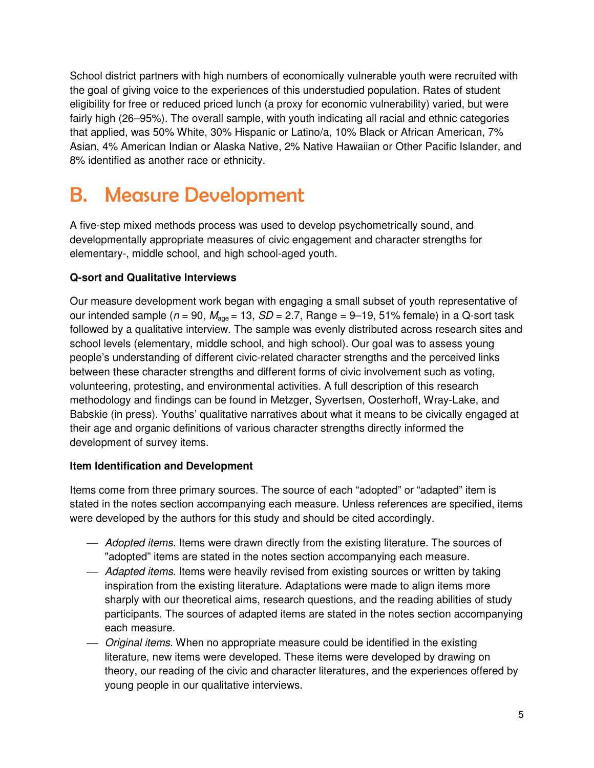School district partners with high numbers of economically vulnerable youth were recruited with the goal of giving voice to the experiences of this understudied population. Rates of student eligibility for free or reduced priced lunch (a proxy for economic vulnerability) varied, but were fairly high (26–95%). The overall sample, with youth indicating all racial and ethnic categories that applied, was 50% White, 30% Hispanic or Latino/a, 10% Black or African American, 7% Asian, 4% American Indian or Alaska Native, 2% Native Hawaiian or Other Pacific Islander, and 8% identified as another race or ethnicity.

# B. Measure Development

A five-step mixed methods process was used to develop psychometrically sound, and developmentally appropriate measures of civic engagement and character strengths for elementary-, middle school, and high school-aged youth.

**Q-sort and Qualitative Interviews**

Our measure development work began with engaging a small subset of youth representative of our intended sample ($n$ = 90, $M_{age}$ = 13, $SD$ = 2.7, Range = 9–19, 51% female) in a Q-sort task followed by a qualitative interview. The sample was evenly distributed across research sites and school levels (elementary, middle school, and high school). Our goal was to assess young people's understanding of different civic-related character strengths and the perceived links between these character strengths and different forms of civic involvement such as voting, volunteering, protesting, and environmental activities. A full description of this research methodology and findings can be found in Metzger, Syvertsen, Oosterhoff, Wray-Lake, and Babskie (in press). Youths' qualitative narratives about what it means to be civically engaged at their age and organic definitions of various character strengths directly informed the development of survey items.

**Item Identification and Development**

Items come from three primary sources. The source of each "adopted" or "adapted" item is stated in the notes section accompanying each measure. Unless references are specified, items were developed by the authors for this study and should be cited accordingly.

- *Adopted items.* Items were drawn directly from the existing literature. The sources of "adopted" items are stated in the notes section accompanying each measure.
- *Adapted items.* Items were heavily revised from existing sources or written by taking inspiration from the existing literature. Adaptations were made to align items more sharply with our theoretical aims, research questions, and the reading abilities of study participants. The sources of adapted items are stated in the notes section accompanying each measure.
- *Original items.* When no appropriate measure could be identified in the existing literature, new items were developed. These items were developed by drawing on theory, our reading of the civic and character literatures, and the experiences offered by young people in our qualitative interviews.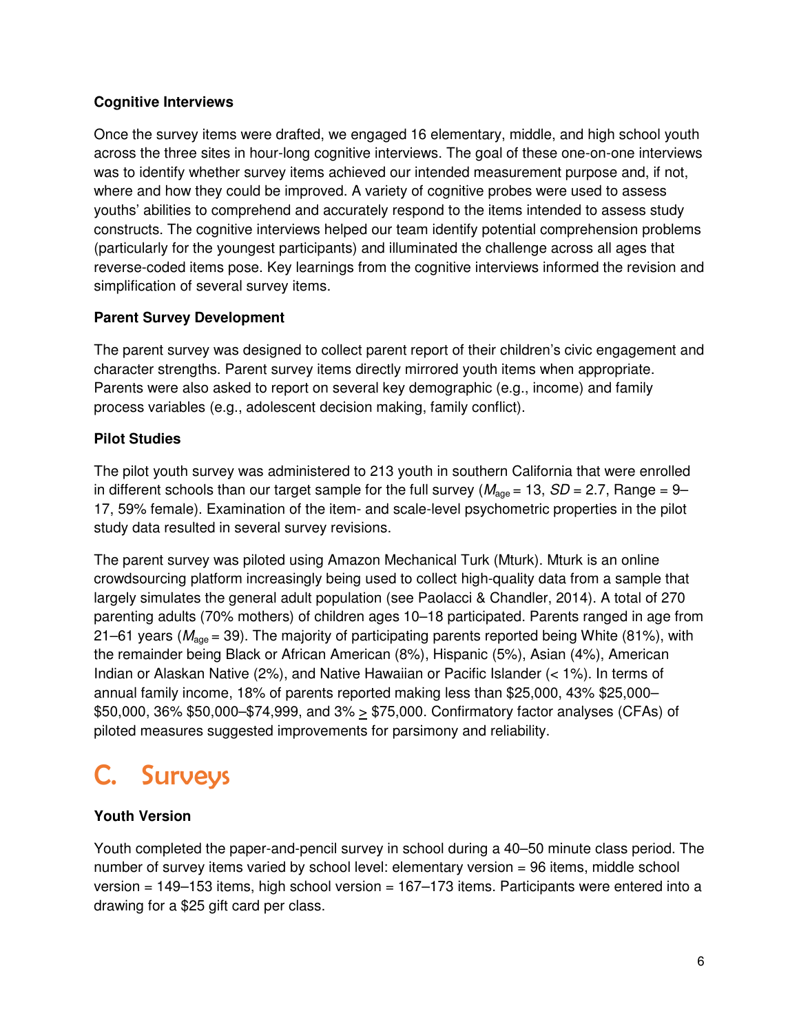**Cognitive Interviews**

Once the survey items were drafted, we engaged 16 elementary, middle, and high school youth across the three sites in hour-long cognitive interviews. The goal of these one-on-one interviews was to identify whether survey items achieved our intended measurement purpose and, if not, where and how they could be improved. A variety of cognitive probes were used to assess youths' abilities to comprehend and accurately respond to the items intended to assess study constructs. The cognitive interviews helped our team identify potential comprehension problems (particularly for the youngest participants) and illuminated the challenge across all ages that reverse-coded items pose. Key learnings from the cognitive interviews informed the revision and simplification of several survey items.

**Parent Survey Development**

The parent survey was designed to collect parent report of their children's civic engagement and character strengths. Parent survey items directly mirrored youth items when appropriate. Parents were also asked to report on several key demographic (e.g., income) and family process variables (e.g., adolescent decision making, family conflict).

**Pilot Studies**

The pilot youth survey was administered to 213 youth in southern California that were enrolled in different schools than our target sample for the full survey ($M_{age}$ = 13, *SD* = 2.7, Range = 9–17, 59% female). Examination of the item- and scale-level psychometric properties in the pilot study data resulted in several survey revisions.

The parent survey was piloted using Amazon Mechanical Turk (Mturk). Mturk is an online crowdsourcing platform increasingly being used to collect high-quality data from a sample that largely simulates the general adult population (see Paolacci & Chandler, 2014). A total of 270 parenting adults (70% mothers) of children ages 10–18 participated. Parents ranged in age from 21–61 years ($M_{age}$ = 39). The majority of participating parents reported being White (81%), with the remainder being Black or African American (8%), Hispanic (5%), Asian (4%), American Indian or Alaskan Native (2%), and Native Hawaiian or Pacific Islander (< 1%). In terms of annual family income, 18% of parents reported making less than $25,000, 43% $25,000–$50,000, 36% $50,000–$74,999, and 3% ≥ $75,000. Confirmatory factor analyses (CFAs) of piloted measures suggested improvements for parsimony and reliability.

# C. Surveys

**Youth Version**

Youth completed the paper-and-pencil survey in school during a 40–50 minute class period. The number of survey items varied by school level: elementary version = 96 items, middle school version = 149–153 items, high school version = 167–173 items. Participants were entered into a drawing for a $25 gift card per class.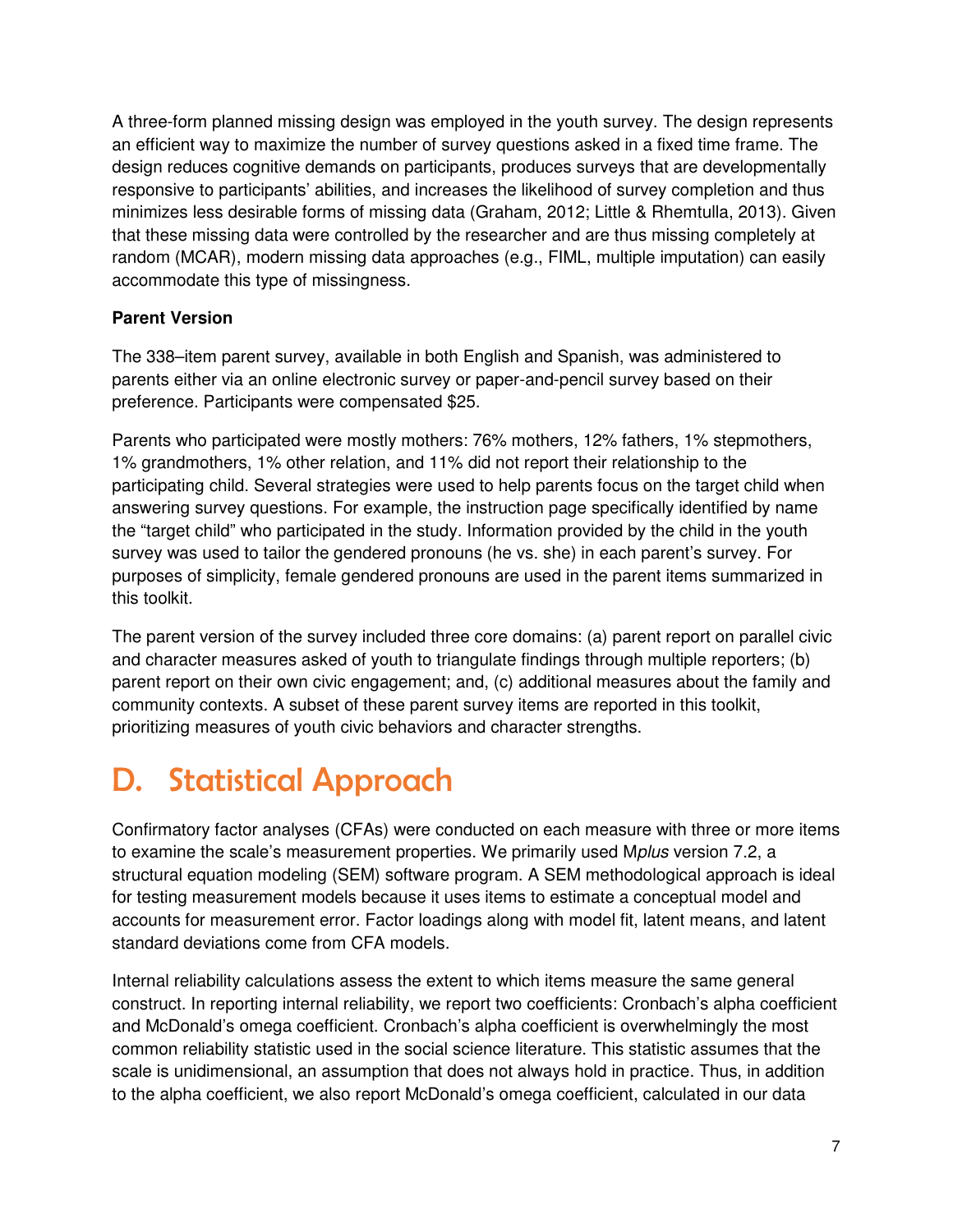A three-form planned missing design was employed in the youth survey. The design represents an efficient way to maximize the number of survey questions asked in a fixed time frame. The design reduces cognitive demands on participants, produces surveys that are developmentally responsive to participants' abilities, and increases the likelihood of survey completion and thus minimizes less desirable forms of missing data (Graham, 2012; Little & Rhemtulla, 2013). Given that these missing data were controlled by the researcher and are thus missing completely at random (MCAR), modern missing data approaches (e.g., FIML, multiple imputation) can easily accommodate this type of missingness.

**Parent Version**

The 338–item parent survey, available in both English and Spanish, was administered to parents either via an online electronic survey or paper-and-pencil survey based on their preference. Participants were compensated $25.

Parents who participated were mostly mothers: 76% mothers, 12% fathers, 1% stepmothers, 1% grandmothers, 1% other relation, and 11% did not report their relationship to the participating child. Several strategies were used to help parents focus on the target child when answering survey questions. For example, the instruction page specifically identified by name the "target child" who participated in the study. Information provided by the child in the youth survey was used to tailor the gendered pronouns (he vs. she) in each parent's survey. For purposes of simplicity, female gendered pronouns are used in the parent items summarized in this toolkit.

The parent version of the survey included three core domains: (a) parent report on parallel civic and character measures asked of youth to triangulate findings through multiple reporters; (b) parent report on their own civic engagement; and, (c) additional measures about the family and community contexts. A subset of these parent survey items are reported in this toolkit, prioritizing measures of youth civic behaviors and character strengths.

# D. Statistical Approach

Confirmatory factor analyses (CFAs) were conducted on each measure with three or more items to examine the scale's measurement properties. We primarily used M*plus* version 7.2, a structural equation modeling (SEM) software program. A SEM methodological approach is ideal for testing measurement models because it uses items to estimate a conceptual model and accounts for measurement error. Factor loadings along with model fit, latent means, and latent standard deviations come from CFA models.

Internal reliability calculations assess the extent to which items measure the same general construct. In reporting internal reliability, we report two coefficients: Cronbach's alpha coefficient and McDonald's omega coefficient. Cronbach's alpha coefficient is overwhelmingly the most common reliability statistic used in the social science literature. This statistic assumes that the scale is unidimensional, an assumption that does not always hold in practice. Thus, in addition to the alpha coefficient, we also report McDonald's omega coefficient, calculated in our data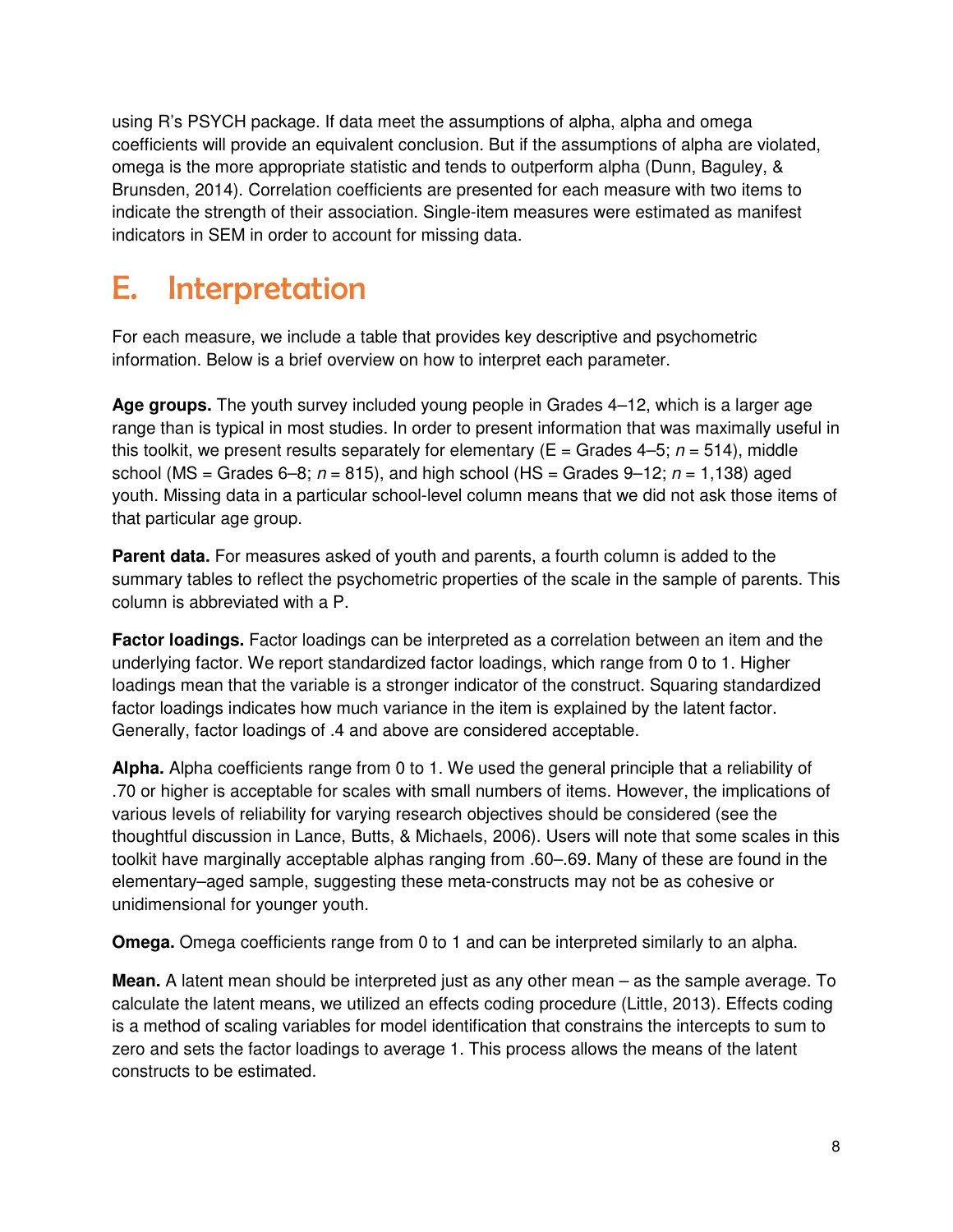using R's PSYCH package. If data meet the assumptions of alpha, alpha and omega coefficients will provide an equivalent conclusion. But if the assumptions of alpha are violated, omega is the more appropriate statistic and tends to outperform alpha (Dunn, Baguley, & Brunsden, 2014). Correlation coefficients are presented for each measure with two items to indicate the strength of their association. Single-item measures were estimated as manifest indicators in SEM in order to account for missing data.

# E. Interpretation

For each measure, we include a table that provides key descriptive and psychometric information. Below is a brief overview on how to interpret each parameter.

**Age groups.** The youth survey included young people in Grades 4–12, which is a larger age range than is typical in most studies. In order to present information that was maximally useful in this toolkit, we present results separately for elementary (E = Grades 4–5; *n* = 514), middle school (MS = Grades 6–8; *n* = 815), and high school (HS = Grades 9–12; *n* = 1,138) aged youth. Missing data in a particular school-level column means that we did not ask those items of that particular age group.

**Parent data.** For measures asked of youth and parents, a fourth column is added to the summary tables to reflect the psychometric properties of the scale in the sample of parents. This column is abbreviated with a P.

**Factor loadings.** Factor loadings can be interpreted as a correlation between an item and the underlying factor. We report standardized factor loadings, which range from 0 to 1. Higher loadings mean that the variable is a stronger indicator of the construct. Squaring standardized factor loadings indicates how much variance in the item is explained by the latent factor. Generally, factor loadings of .4 and above are considered acceptable.

**Alpha.** Alpha coefficients range from 0 to 1. We used the general principle that a reliability of .70 or higher is acceptable for scales with small numbers of items. However, the implications of various levels of reliability for varying research objectives should be considered (see the thoughtful discussion in Lance, Butts, & Michaels, 2006). Users will note that some scales in this toolkit have marginally acceptable alphas ranging from .60–.69. Many of these are found in the elementary–aged sample, suggesting these meta-constructs may not be as cohesive or unidimensional for younger youth.

**Omega.** Omega coefficients range from 0 to 1 and can be interpreted similarly to an alpha.

**Mean.** A latent mean should be interpreted just as any other mean – as the sample average. To calculate the latent means, we utilized an effects coding procedure (Little, 2013). Effects coding is a method of scaling variables for model identification that constrains the intercepts to sum to zero and sets the factor loadings to average 1. This process allows the means of the latent constructs to be estimated.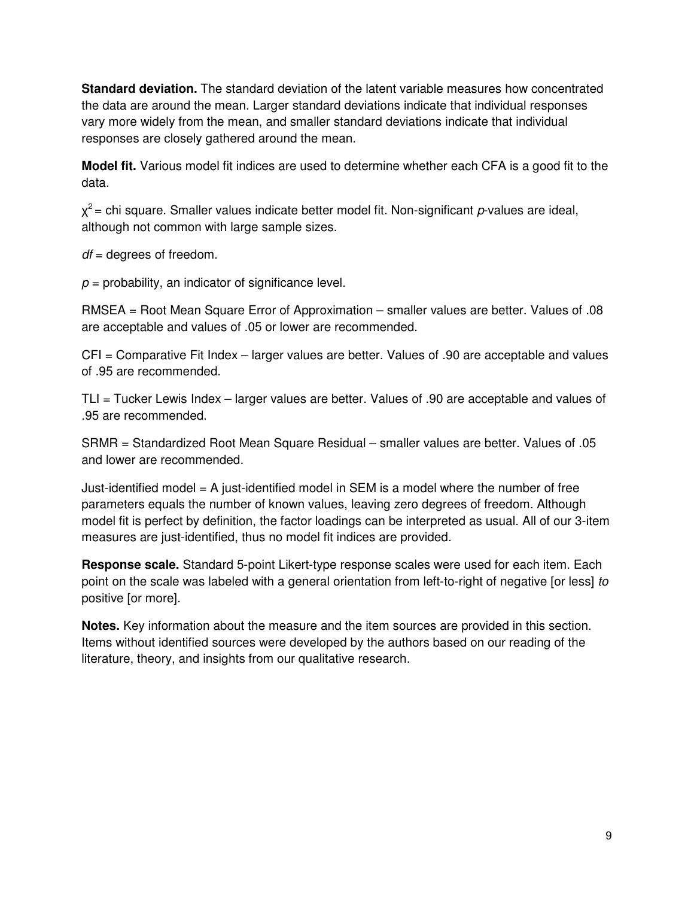**Standard deviation.** The standard deviation of the latent variable measures how concentrated the data are around the mean. Larger standard deviations indicate that individual responses vary more widely from the mean, and smaller standard deviations indicate that individual responses are closely gathered around the mean.

**Model fit.** Various model fit indices are used to determine whether each CFA is a good fit to the data.

$\chi^2$ = chi square. Smaller values indicate better model fit. Non-significant *p*-values are ideal, although not common with large sample sizes.

*df* = degrees of freedom.

*p* = probability, an indicator of significance level.

RMSEA = Root Mean Square Error of Approximation – smaller values are better. Values of .08 are acceptable and values of .05 or lower are recommended.

CFI = Comparative Fit Index – larger values are better. Values of .90 are acceptable and values of .95 are recommended.

TLI = Tucker Lewis Index – larger values are better. Values of .90 are acceptable and values of .95 are recommended.

SRMR = Standardized Root Mean Square Residual – smaller values are better. Values of .05 and lower are recommended.

Just-identified model = A just-identified model in SEM is a model where the number of free parameters equals the number of known values, leaving zero degrees of freedom. Although model fit is perfect by definition, the factor loadings can be interpreted as usual. All of our 3-item measures are just-identified, thus no model fit indices are provided.

**Response scale.** Standard 5-point Likert-type response scales were used for each item. Each point on the scale was labeled with a general orientation from left-to-right of negative [or less] *to* positive [or more].

**Notes.** Key information about the measure and the item sources are provided in this section. Items without identified sources were developed by the authors based on our reading of the literature, theory, and insights from our qualitative research.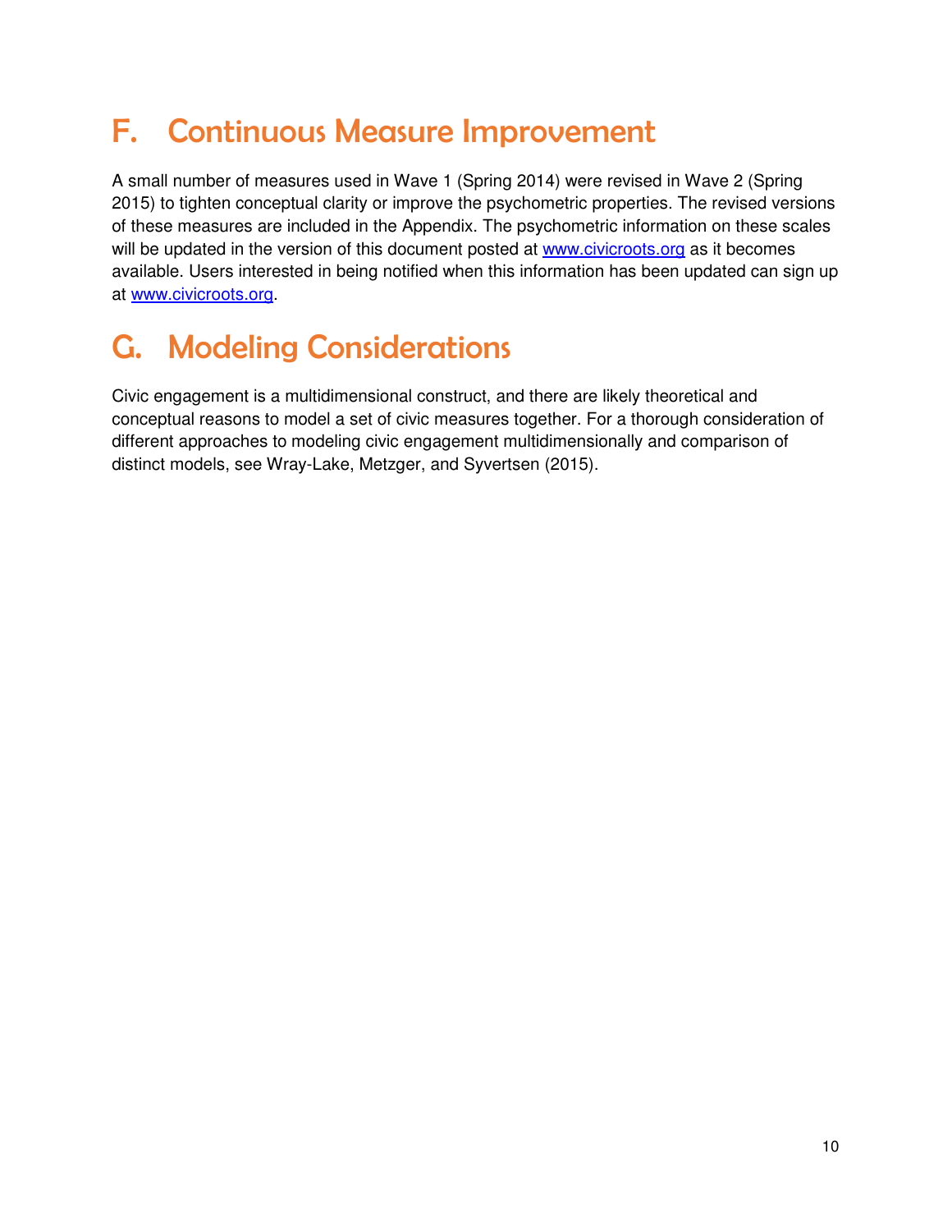# F. Continuous Measure Improvement

A small number of measures used in Wave 1 (Spring 2014) were revised in Wave 2 (Spring 2015) to tighten conceptual clarity or improve the psychometric properties. The revised versions of these measures are included in the Appendix. The psychometric information on these scales will be updated in the version of this document posted at [www.civicroots.org](http://www.civicroots.org) as it becomes available. Users interested in being notified when this information has been updated can sign up at [www.civicroots.org](http://www.civicroots.org).

# G. Modeling Considerations

Civic engagement is a multidimensional construct, and there are likely theoretical and conceptual reasons to model a set of civic measures together. For a thorough consideration of different approaches to modeling civic engagement multidimensionally and comparison of distinct models, see Wray-Lake, Metzger, and Syvertsen (2015).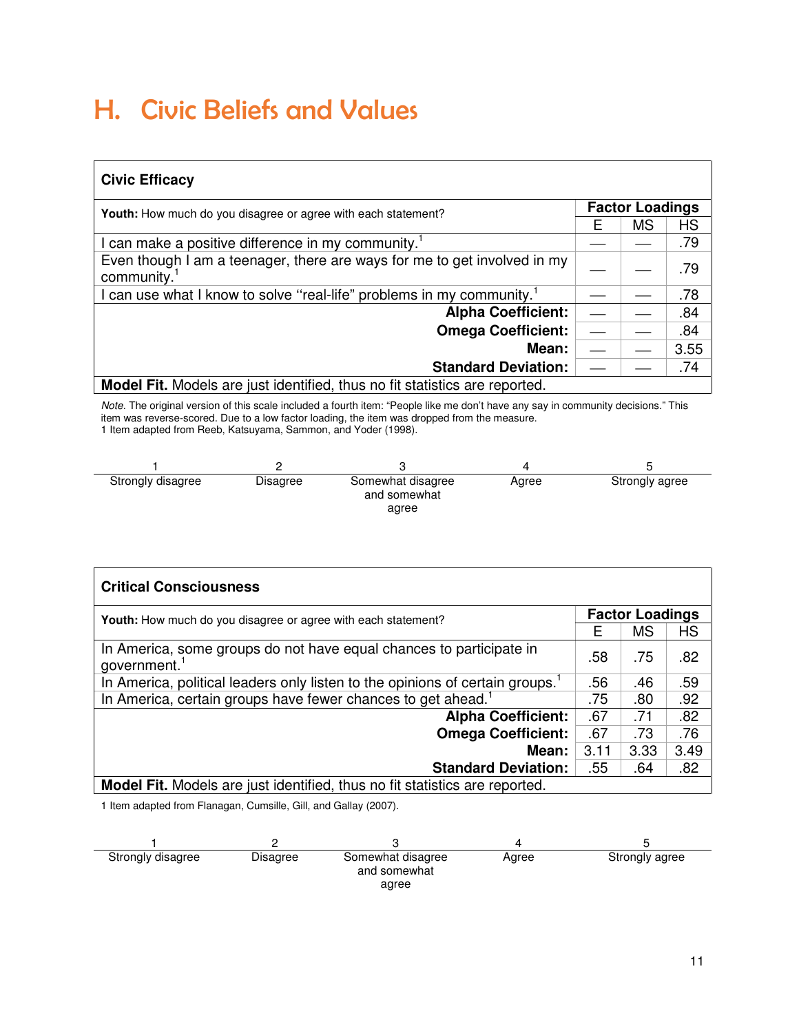# H. Civic Beliefs and Values

| Civic Efficacy | | | |
|---|---|---|---|
| **Youth:** How much do you disagree or agree with each statement? | **Factor Loadings** | | |
| | E | MS | HS |
| I can make a positive difference in my community.[1] | — | — | .79 |
| Even though I am a teenager, there are ways for me to get involved in my community.[1] | — | — | .79 |
| I can use what I know to solve "real-life" problems in my community.[1] | — | — | .78 |
| **Alpha Coefficient:** | — | — | .84 |
| **Omega Coefficient:** | — | — | .84 |
| **Mean:** | — | — | 3.55 |
| **Standard Deviation:** | — | — | .74 |
| **Model Fit.** Models are just identified, thus no fit statistics are reported. | | | |

*Note.* The original version of this scale included a fourth item: "People like me don't have any say in community decisions." This item was reverse-scored. Due to a low factor loading, the item was dropped from the measure.
1 Item adapted from Reeb, Katsuyama, Sammon, and Yoder (1998).

| 1 | 2 | 3 | 4 | 5 |
|---|---|---|---|---|
| Strongly disagree | Disagree | Somewhat disagree and somewhat agree | Agree | Strongly agree |

| Critical Consciousness | | | |
|---|---|---|---|
| **Youth:** How much do you disagree or agree with each statement? | **Factor Loadings** | | |
| | E | MS | HS |
| In America, some groups do not have equal chances to participate in government.[1] | .58 | .75 | .82 |
| In America, political leaders only listen to the opinions of certain groups.[1] | .56 | .46 | .59 |
| In America, certain groups have fewer chances to get ahead.[1] | .75 | .80 | .92 |
| **Alpha Coefficient:** | .67 | .71 | .82 |
| **Omega Coefficient:** | .67 | .73 | .76 |
| **Mean:** | 3.11 | 3.33 | 3.49 |
| **Standard Deviation:** | .55 | .64 | .82 |
| **Model Fit.** Models are just identified, thus no fit statistics are reported. | | | |

1 Item adapted from Flanagan, Cumsille, Gill, and Gallay (2007).

| 1 | 2 | 3 | 4 | 5 |
|---|---|---|---|---|
| Strongly disagree | Disagree | Somewhat disagree and somewhat agree | Agree | Strongly agree |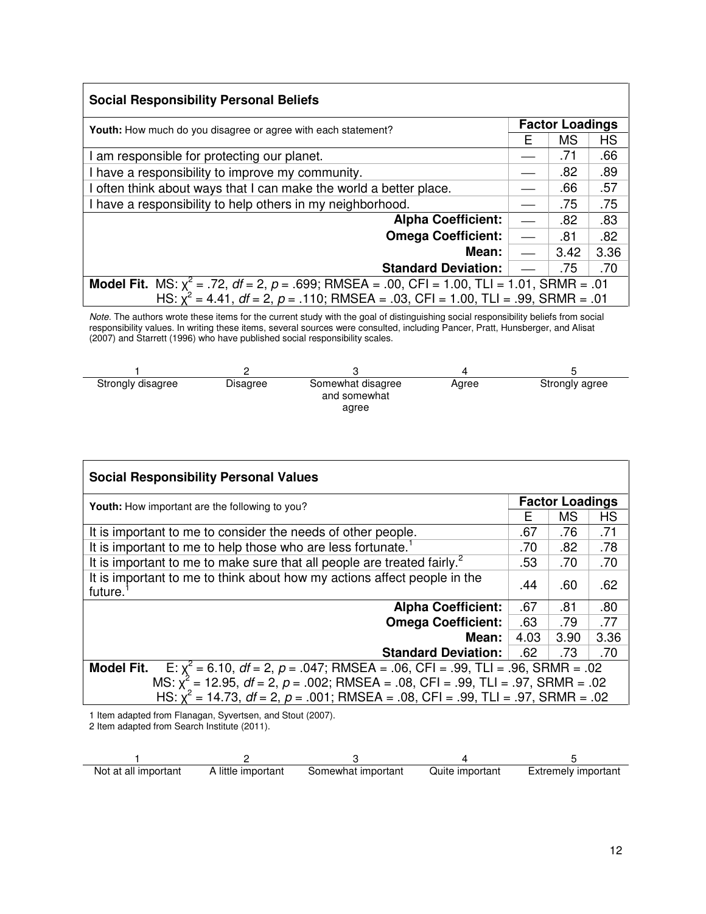## Social Responsibility Personal Beliefs

| **Youth:** How much do you disagree or agree with each statement? | **Factor Loadings** | | |
|---|---|---|---|
| | E | MS | HS |
| I am responsible for protecting our planet. | — | .71 | .66 |
| I have a responsibility to improve my community. | — | .82 | .89 |
| I often think about ways that I can make the world a better place. | — | .66 | .57 |
| I have a responsibility to help others in my neighborhood. | — | .75 | .75 |
| **Alpha Coefficient:** | — | .82 | .83 |
| **Omega Coefficient:** | — | .81 | .82 |
| **Mean:** | — | 3.42 | 3.36 |
| **Standard Deviation:** | — | .75 | .70 |

**Model Fit.** MS: $\chi^2$ = .72, *df* = 2, *p* = .699; RMSEA = .00, CFI = 1.00, TLI = 1.01, SRMR = .01
HS: $\chi^2$ = 4.41, *df* = 2, *p* = .110; RMSEA = .03, CFI = 1.00, TLI = .99, SRMR = .01

*Note.* The authors wrote these items for the current study with the goal of distinguishing social responsibility beliefs from social responsibility values. In writing these items, several sources were consulted, including Pancer, Pratt, Hunsberger, and Alisat (2007) and Starrett (1996) who have published social responsibility scales.

| 1 | 2 | 3 | 4 | 5 |
|---|---|---|---|---|
| Strongly disagree | Disagree | Somewhat disagree and somewhat agree | Agree | Strongly agree |

## Social Responsibility Personal Values

| **Youth:** How important are the following to you? | **Factor Loadings** | | |
|---|---|---|---|
| | E | MS | HS |
| It is important to me to consider the needs of other people. | .67 | .76 | .71 |
| It is important to me to help those who are less fortunate.[1] | .70 | .82 | .78 |
| It is important to me to make sure that all people are treated fairly.[2] | .53 | .70 | .70 |
| It is important to me to think about how my actions affect people in the future.[1] | .44 | .60 | .62 |
| **Alpha Coefficient:** | .67 | .81 | .80 |
| **Omega Coefficient:** | .63 | .79 | .77 |
| **Mean:** | 4.03 | 3.90 | 3.36 |
| **Standard Deviation:** | .62 | .73 | .70 |

**Model Fit.** E: $\chi^2$ = 6.10, *df* = 2, *p* = .047; RMSEA = .06, CFI = .99, TLI = .96, SRMR = .02
MS: $\chi^2$ = 12.95, *df* = 2, *p* = .002; RMSEA = .08, CFI = .99, TLI = .97, SRMR = .02
HS: $\chi^2$ = 14.73, *df* = 2, *p* = .001; RMSEA = .08, CFI = .99, TLI = .97, SRMR = .02

1 Item adapted from Flanagan, Syvertsen, and Stout (2007).
2 Item adapted from Search Institute (2011).

| 1 | 2 | 3 | 4 | 5 |
|---|---|---|---|---|
| Not at all important | A little important | Somewhat important | Quite important | Extremely important |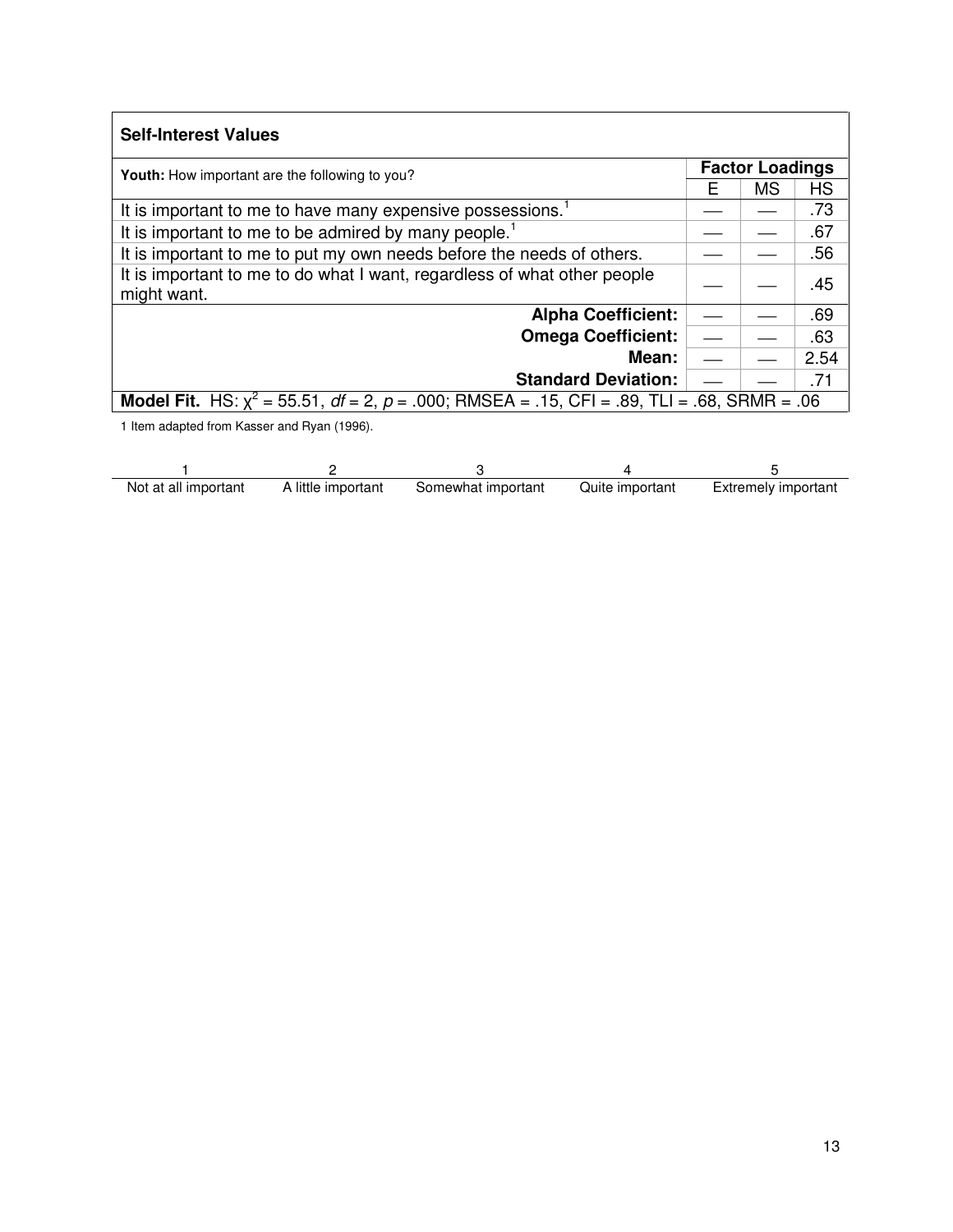**Self-Interest Values**

| **Youth:** How important are the following to you? | **Factor Loadings** | | |
|---|---|---|---|
| | E | MS | HS |
| It is important to me to have many expensive possessions.[1] | — | — | .73 |
| It is important to me to be admired by many people.[1] | — | — | .67 |
| It is important to me to put my own needs before the needs of others. | — | — | .56 |
| It is important to me to do what I want, regardless of what other people might want. | — | — | .45 |
| **Alpha Coefficient:** | — | — | .69 |
| **Omega Coefficient:** | — | — | .63 |
| **Mean:** | — | — | 2.54 |
| **Standard Deviation:** | — | — | .71 |

**Model Fit.** HS: $\chi^2$ = 55.51, *df* = 2, *p* = .000; RMSEA = .15, CFI = .89, TLI = .68, SRMR = .06

1 Item adapted from Kasser and Ryan (1996).

| 1 | 2 | 3 | 4 | 5 |
|---|---|---|---|---|
| Not at all important | A little important | Somewhat important | Quite important | Extremely important |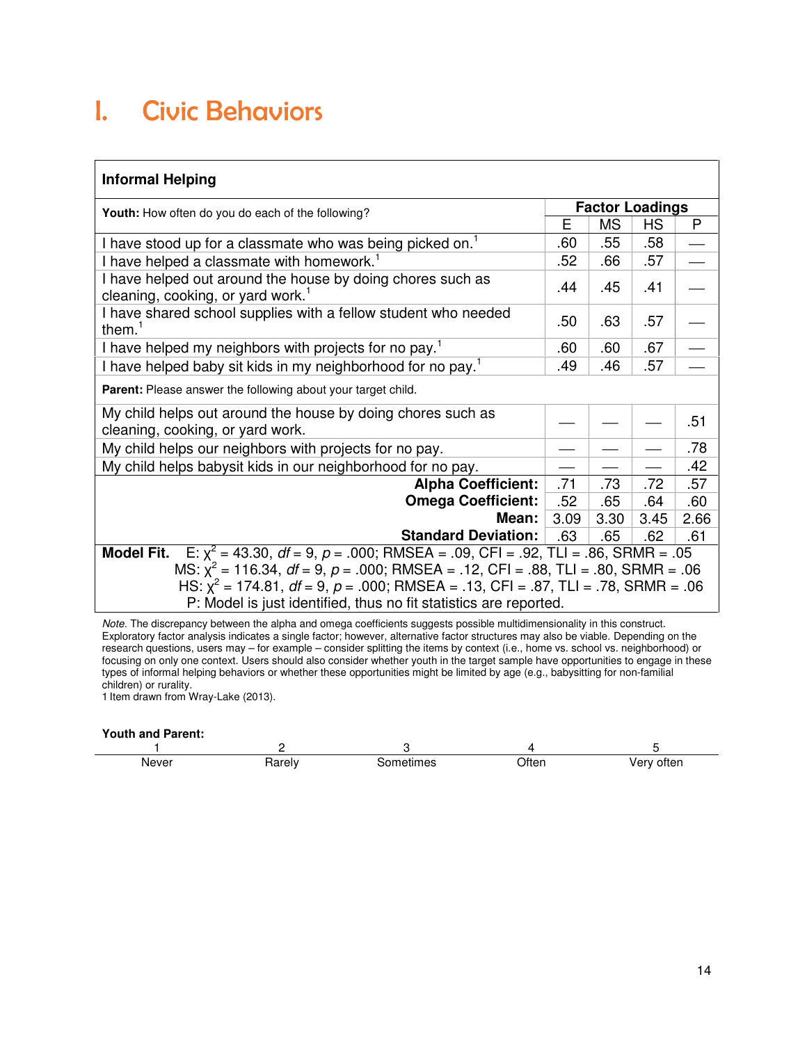# I. Civic Behaviors

| **Informal Helping** | | | | |
|---|---|---|---|---|
| **Youth:** How often do you do each of the following? | **Factor Loadings** | | | |
| | E | MS | HS | P |
| I have stood up for a classmate who was being picked on.[1] | .60 | .55 | .58 | — |
| I have helped a classmate with homework.[1] | .52 | .66 | .57 | — |
| I have helped out around the house by doing chores such as cleaning, cooking, or yard work.[1] | .44 | .45 | .41 | — |
| I have shared school supplies with a fellow student who needed them.[1] | .50 | .63 | .57 | — |
| I have helped my neighbors with projects for no pay.[1] | .60 | .60 | .67 | — |
| I have helped baby sit kids in my neighborhood for no pay.[1] | .49 | .46 | .57 | — |
| **Parent:** Please answer the following about your target child. | | | | |
| My child helps out around the house by doing chores such as cleaning, cooking, or yard work. | — | — | — | .51 |
| My child helps our neighbors with projects for no pay. | — | — | — | .78 |
| My child helps babysit kids in our neighborhood for no pay. | — | — | — | .42 |
| **Alpha Coefficient:** | .71 | .73 | .72 | .57 |
| **Omega Coefficient:** | .52 | .65 | .64 | .60 |
| **Mean:** | 3.09 | 3.30 | 3.45 | 2.66 |
| **Standard Deviation:** | .63 | .65 | .62 | .61 |

**Model Fit.** E: $\chi^2 = 43.30$, $df = 9$, $p = .000$; RMSEA = .09, CFI = .92, TLI = .86, SRMR = .05
MS: $\chi^2 = 116.34$, $df = 9$, $p = .000$; RMSEA = .12, CFI = .88, TLI = .80, SRMR = .06
HS: $\chi^2 = 174.81$, $df = 9$, $p = .000$; RMSEA = .13, CFI = .87, TLI = .78, SRMR = .06
P: Model is just identified, thus no fit statistics are reported.

*Note.* The discrepancy between the alpha and omega coefficients suggests possible multidimensionality in this construct. Exploratory factor analysis indicates a single factor; however, alternative factor structures may also be viable. Depending on the research questions, users may – for example – consider splitting the items by context (i.e., home vs. school vs. neighborhood) or focusing on only one context. Users should also consider whether youth in the target sample have opportunities to engage in these types of informal helping behaviors or whether these opportunities might be limited by age (e.g., babysitting for non-familial children) or rurality.
1 Item drawn from Wray-Lake (2013).

**Youth and Parent:**

| 1 | 2 | 3 | 4 | 5 |
|---|---|---|---|---|
| Never | Rarely | Sometimes | Often | Very often |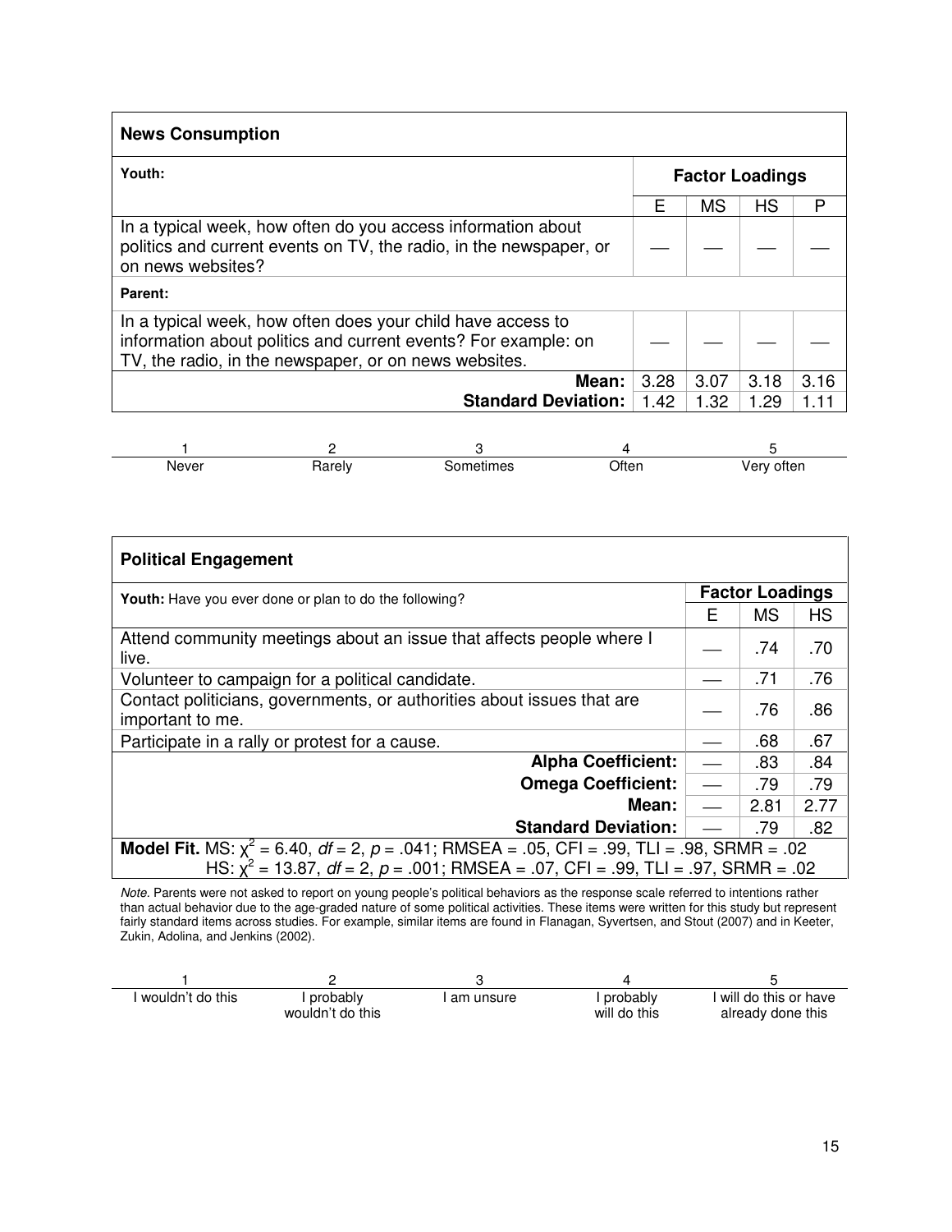| **News Consumption** | | | | |
|---|---|---|---|---|
| **Youth:** | **Factor Loadings** | | | |
| | E | MS | HS | P |
| In a typical week, how often do you access information about politics and current events on TV, the radio, in the newspaper, or on news websites? | — | — | — | — |
| **Parent:** | | | | |
| In a typical week, how often does your child have access to information about politics and current events? For example: on TV, the radio, in the newspaper, or on news websites. | — | — | — | — |
| **Mean:** | 3.28 | 3.07 | 3.18 | 3.16 |
| **Standard Deviation:** | 1.42 | 1.32 | 1.29 | 1.11 |

| 1 | 2 | 3 | 4 | 5 |
|---|---|---|---|---|
| Never | Rarely | Sometimes | Often | Very often |

| **Political Engagement** | | | |
|---|---|---|---|
| **Youth:** Have you ever done or plan to do the following? | **Factor Loadings** | | |
| | E | MS | HS |
| Attend community meetings about an issue that affects people where I live. | — | .74 | .70 |
| Volunteer to campaign for a political candidate. | — | .71 | .76 |
| Contact politicians, governments, or authorities about issues that are important to me. | — | .76 | .86 |
| Participate in a rally or protest for a cause. | — | .68 | .67 |
| **Alpha Coefficient:** | — | .83 | .84 |
| **Omega Coefficient:** | — | .79 | .79 |
| **Mean:** | — | 2.81 | 2.77 |
| **Standard Deviation:** | — | .79 | .82 |

**Model Fit.** MS: $\chi^2 = 6.40$, $df = 2$, $p = .041$; RMSEA = .05, CFI = .99, TLI = .98, SRMR = .02
HS: $\chi^2 = 13.87$, $df = 2$, $p = .001$; RMSEA = .07, CFI = .99, TLI = .97, SRMR = .02

*Note.* Parents were not asked to report on young people's political behaviors as the response scale referred to intentions rather than actual behavior due to the age-graded nature of some political activities. These items were written for this study but represent fairly standard items across studies. For example, similar items are found in Flanagan, Syvertsen, and Stout (2007) and in Keeter, Zukin, Adolina, and Jenkins (2002).

| 1 | 2 | 3 | 4 | 5 |
|---|---|---|---|---|
| I wouldn't do this | I probably wouldn't do this | I am unsure | I probably will do this | I will do this or have already done this |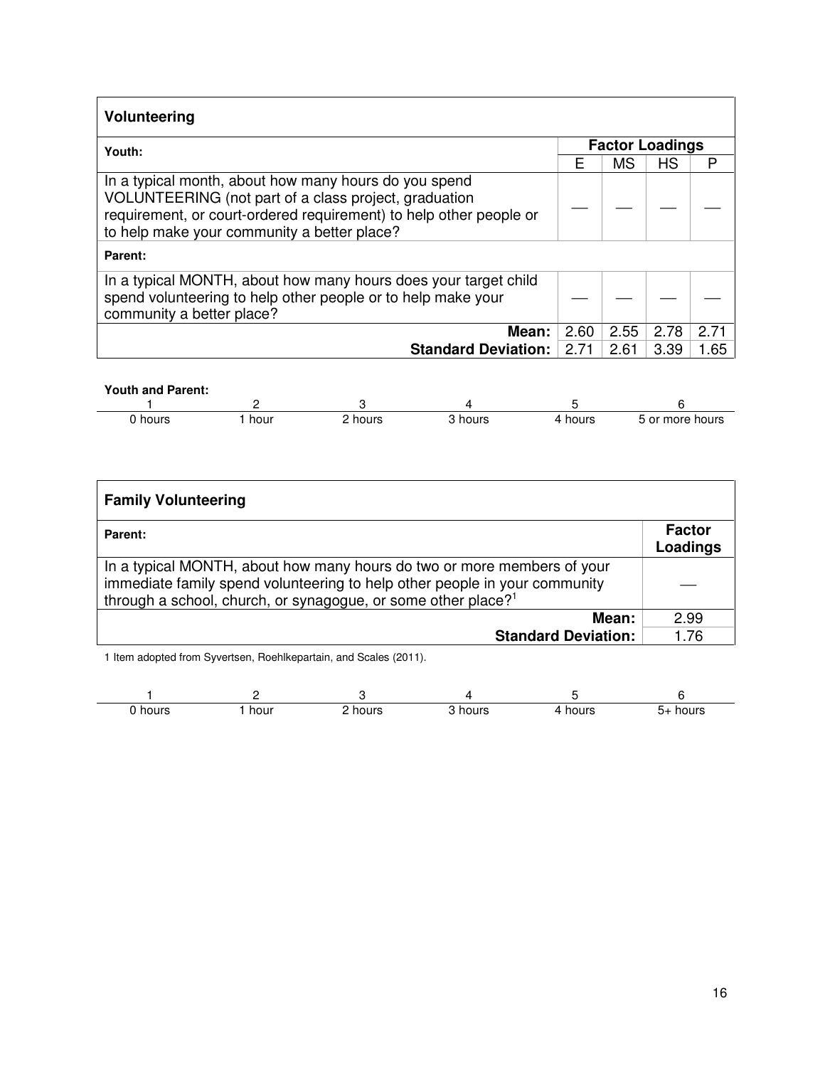| **Volunteering** | | | | |
|---|---|---|---|---|
| **Youth:** | **Factor Loadings** | | | |
| | E | MS | HS | P |
| In a typical month, about how many hours do you spend VOLUNTEERING (not part of a class project, graduation requirement, or court-ordered requirement) to help other people or to help make your community a better place? | — | — | — | — |
| **Parent:** | | | | |
| In a typical MONTH, about how many hours does your target child spend volunteering to help other people or to help make your community a better place? | — | — | — | — |
| **Mean:** | 2.60 | 2.55 | 2.78 | 2.71 |
| **Standard Deviation:** | 2.71 | 2.61 | 3.39 | 1.65 |

**Youth and Parent:**

| 1 | 2 | 3 | 4 | 5 | 6 |
|---|---|---|---|---|---|
| 0 hours | 1 hour | 2 hours | 3 hours | 4 hours | 5 or more hours |

| **Family Volunteering** | |
|---|---|
| **Parent:** | **Factor Loadings** |
| In a typical MONTH, about how many hours do two or more members of your immediate family spend volunteering to help other people in your community through a school, church, or synagogue, or some other place?[1] | — |
| **Mean:** | 2.99 |
| **Standard Deviation:** | 1.76 |

1 Item adopted from Syvertsen, Roehlkepartain, and Scales (2011).

| 1 | 2 | 3 | 4 | 5 | 6 |
|---|---|---|---|---|---|
| 0 hours | 1 hour | 2 hours | 3 hours | 4 hours | 5+ hours |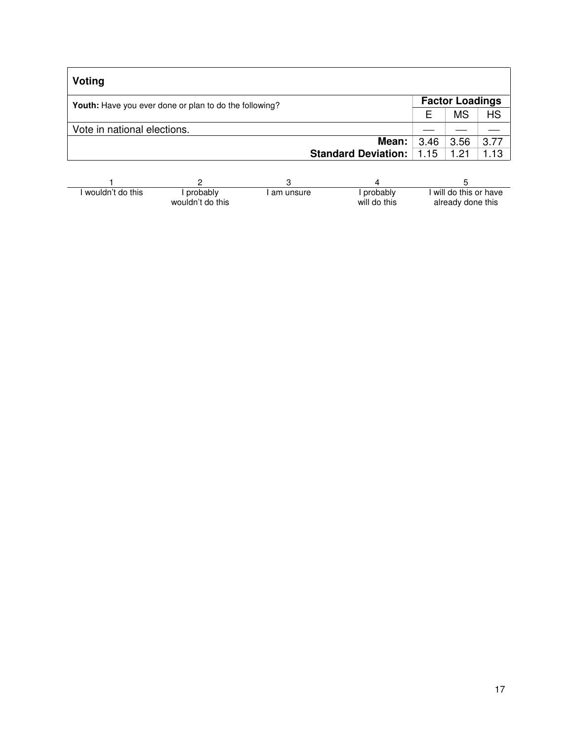## Voting

| **Youth:** Have you ever done or plan to do the following? | **Factor Loadings** | | |
|---|---|---|---|
| | E | MS | HS |
| Vote in national elections. | — | — | — |
| **Mean:** | 3.46 | 3.56 | 3.77 |
| **Standard Deviation:** | 1.15 | 1.21 | 1.13 |

| 1 | 2 | 3 | 4 | 5 |
|---|---|---|---|---|
| I wouldn't do this | I probably wouldn't do this | I am unsure | I probably will do this | I will do this or have already done this |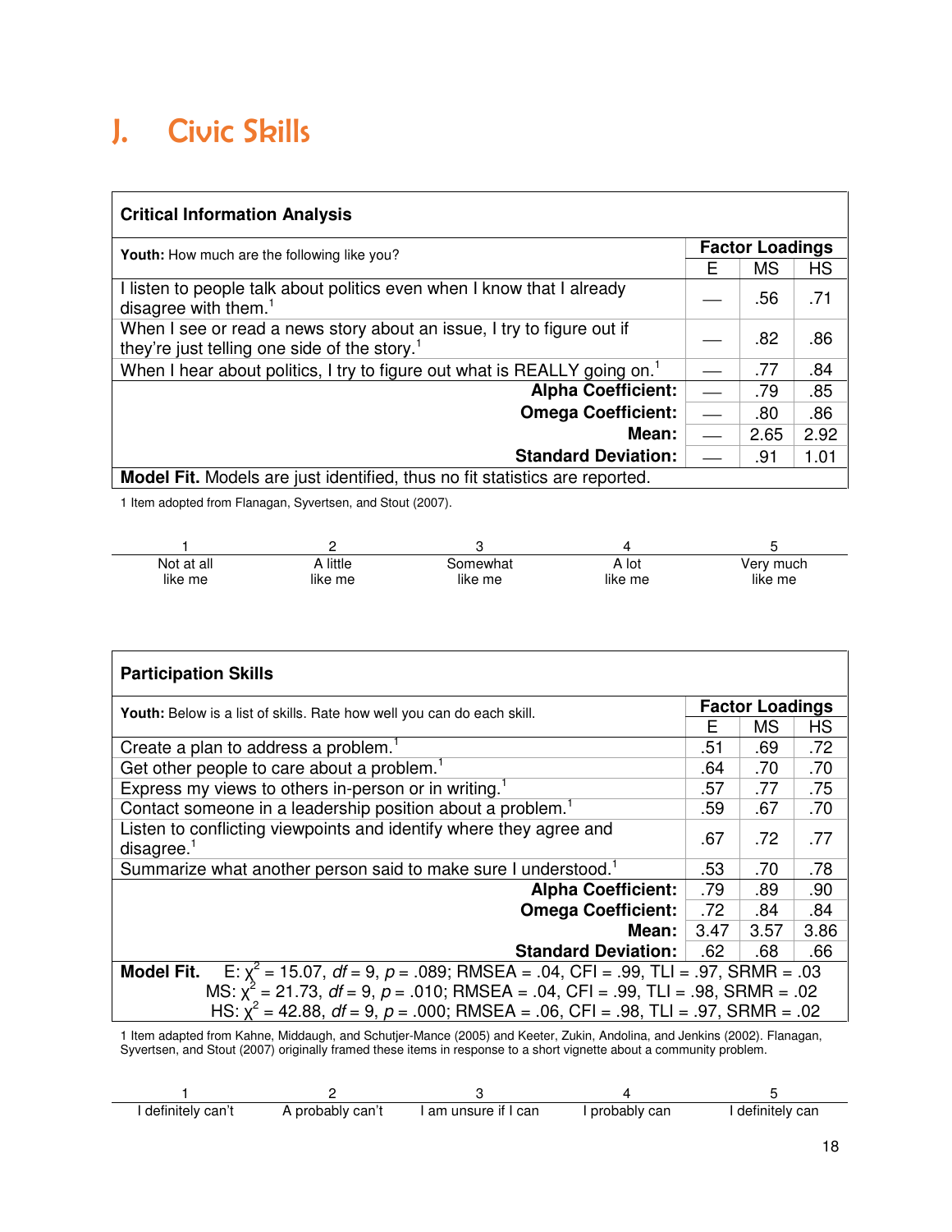# J. Civic Skills

| **Critical Information Analysis** | | | |
|---|---|---|---|
| **Youth:** How much are the following like you? | **Factor Loadings** | | |
| | E | MS | HS |
| I listen to people talk about politics even when I know that I already disagree with them.[1] | — | .56 | .71 |
| When I see or read a news story about an issue, I try to figure out if they're just telling one side of the story.[1] | — | .82 | .86 |
| When I hear about politics, I try to figure out what is REALLY going on.[1] | — | .77 | .84 |
| **Alpha Coefficient:** | — | .79 | .85 |
| **Omega Coefficient:** | — | .80 | .86 |
| **Mean:** | — | 2.65 | 2.92 |
| **Standard Deviation:** | — | .91 | 1.01 |
| **Model Fit.** Models are just identified, thus no fit statistics are reported. | | | |

1 Item adopted from Flanagan, Syvertsen, and Stout (2007).

| 1 | 2 | 3 | 4 | 5 |
|---|---|---|---|---|
| Not at all like me | A little like me | Somewhat like me | A lot like me | Very much like me |

| **Participation Skills** | | | |
|---|---|---|---|
| **Youth:** Below is a list of skills. Rate how well you can do each skill. | **Factor Loadings** | | |
| | E | MS | HS |
| Create a plan to address a problem.[1] | .51 | .69 | .72 |
| Get other people to care about a problem.[1] | .64 | .70 | .70 |
| Express my views to others in-person or in writing.[1] | .57 | .77 | .75 |
| Contact someone in a leadership position about a problem.[1] | .59 | .67 | .70 |
| Listen to conflicting viewpoints and identify where they agree and disagree.[1] | .67 | .72 | .77 |
| Summarize what another person said to make sure I understood.[1] | .53 | .70 | .78 |
| **Alpha Coefficient:** | .79 | .89 | .90 |
| **Omega Coefficient:** | .72 | .84 | .84 |
| **Mean:** | 3.47 | 3.57 | 3.86 |
| **Standard Deviation:** | .62 | .68 | .66 |

**Model Fit.**
E: $\chi^2$ = 15.07, *df* = 9, *p* = .089; RMSEA = .04, CFI = .99, TLI = .97, SRMR = .03
MS: $\chi^2$ = 21.73, *df* = 9, *p* = .010; RMSEA = .04, CFI = .99, TLI = .98, SRMR = .02
HS: $\chi^2$ = 42.88, *df* = 9, *p* = .000; RMSEA = .06, CFI = .98, TLI = .97, SRMR = .02

1 Item adapted from Kahne, Middaugh, and Schutjer-Mance (2005) and Keeter, Zukin, Andolina, and Jenkins (2002). Flanagan, Syvertsen, and Stout (2007) originally framed these items in response to a short vignette about a community problem.

| 1 | 2 | 3 | 4 | 5 |
|---|---|---|---|---|
| I definitely can't | A probably can't | I am unsure if I can | I probably can | I definitely can |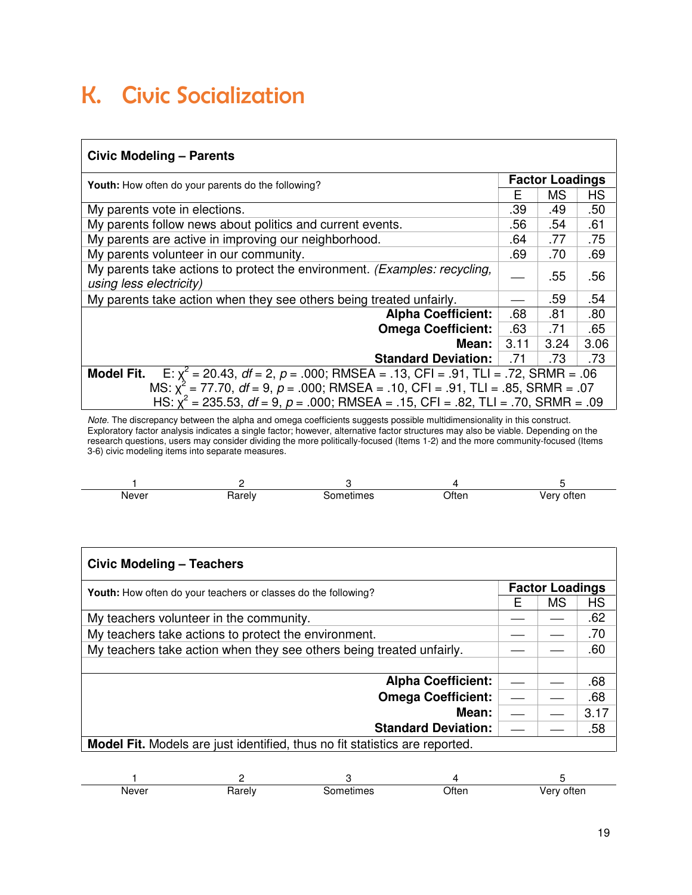# K. Civic Socialization

| **Civic Modeling – Parents** | | | |
|---|---|---|---|
| **Youth:** How often do your parents do the following? | **Factor Loadings** | | |
| | E | MS | HS |
| My parents vote in elections. | .39 | .49 | .50 |
| My parents follow news about politics and current events. | .56 | .54 | .61 |
| My parents are active in improving our neighborhood. | .64 | .77 | .75 |
| My parents volunteer in our community. | .69 | .70 | .69 |
| My parents take actions to protect the environment. *(Examples: recycling, using less electricity)* | — | .55 | .56 |
| My parents take action when they see others being treated unfairly. | — | .59 | .54 |
| **Alpha Coefficient:** | .68 | .81 | .80 |
| **Omega Coefficient:** | .63 | .71 | .65 |
| **Mean:** | 3.11 | 3.24 | 3.06 |
| **Standard Deviation:** | .71 | .73 | .73 |

**Model Fit.** E: $\chi^2$ = 20.43, $df$ = 2, $p$ = .000; RMSEA = .13, CFI = .91, TLI = .72, SRMR = .06
MS: $\chi^2$ = 77.70, $df$ = 9, $p$ = .000; RMSEA = .10, CFI = .91, TLI = .85, SRMR = .07
HS: $\chi^2$ = 235.53, $df$ = 9, $p$ = .000; RMSEA = .15, CFI = .82, TLI = .70, SRMR = .09

*Note.* The discrepancy between the alpha and omega coefficients suggests possible multidimensionality in this construct. Exploratory factor analysis indicates a single factor; however, alternative factor structures may also be viable. Depending on the research questions, users may consider dividing the more politically-focused (Items 1-2) and the more community-focused (Items 3-6) civic modeling items into separate measures.

| 1 | 2 | 3 | 4 | 5 |
|---|---|---|---|---|
| Never | Rarely | Sometimes | Often | Very often |

| **Civic Modeling – Teachers** | | | |
|---|---|---|---|
| **Youth:** How often do your teachers or classes do the following? | **Factor Loadings** | | |
| | E | MS | HS |
| My teachers volunteer in the community. | — | — | .62 |
| My teachers take actions to protect the environment. | — | — | .70 |
| My teachers take action when they see others being treated unfairly. | — | — | .60 |
| **Alpha Coefficient:** | — | — | .68 |
| **Omega Coefficient:** | — | — | .68 |
| **Mean:** | — | — | 3.17 |
| **Standard Deviation:** | — | — | .58 |

**Model Fit.** Models are just identified, thus no fit statistics are reported.

| 1 | 2 | 3 | 4 | 5 |
|---|---|---|---|---|
| Never | Rarely | Sometimes | Often | Very often |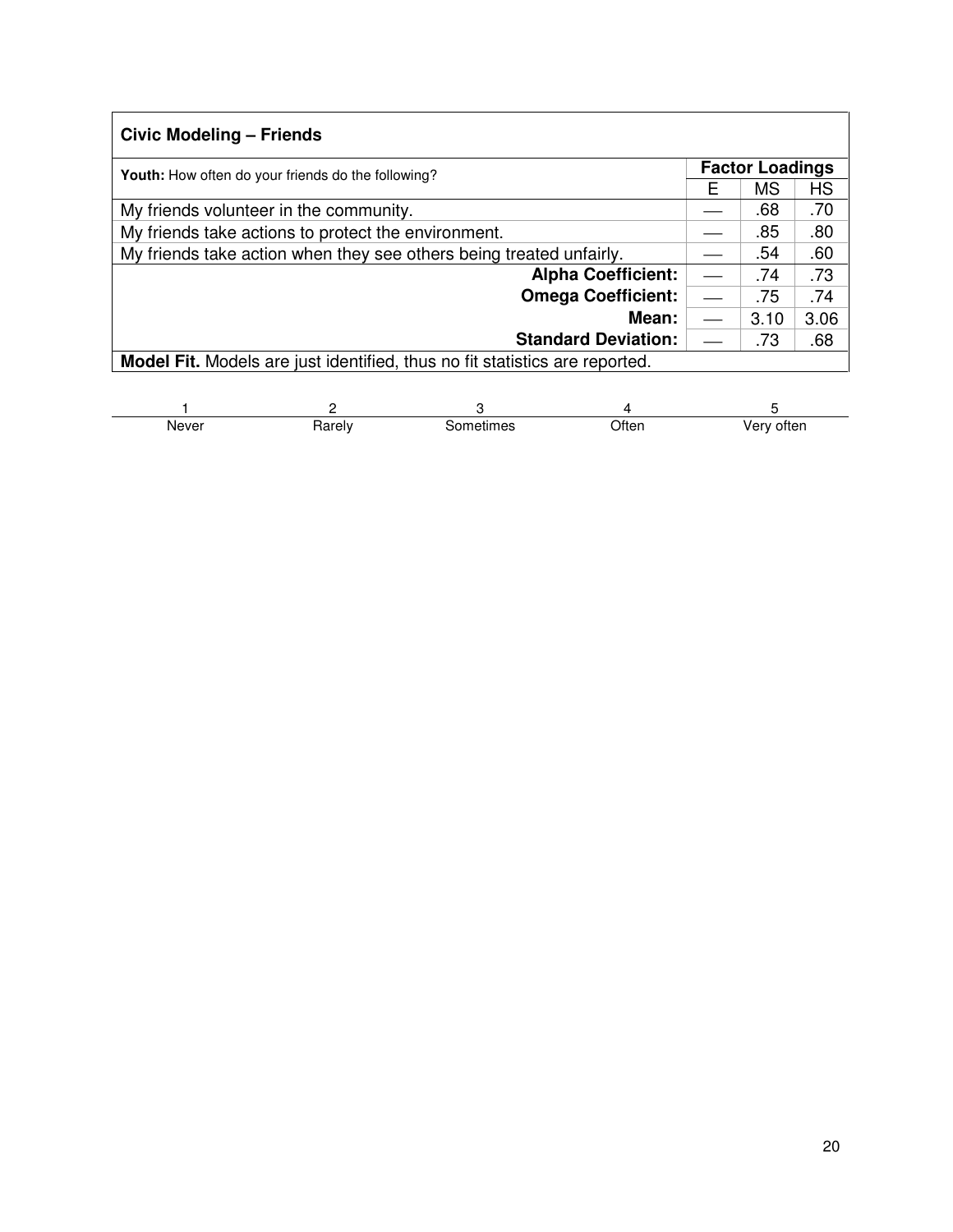**Civic Modeling – Friends**

| **Youth:** How often do your friends do the following? | **Factor Loadings** | | |
|---|---|---|---|
| | E | MS | HS |
| My friends volunteer in the community. | — | .68 | .70 |
| My friends take actions to protect the environment. | — | .85 | .80 |
| My friends take action when they see others being treated unfairly. | — | .54 | .60 |
| **Alpha Coefficient:** | — | .74 | .73 |
| **Omega Coefficient:** | — | .75 | .74 |
| **Mean:** | — | 3.10 | 3.06 |
| **Standard Deviation:** | — | .73 | .68 |

**Model Fit.** Models are just identified, thus no fit statistics are reported.

| 1 | 2 | 3 | 4 | 5 |
|---|---|---|---|---|
| Never | Rarely | Sometimes | Often | Very often |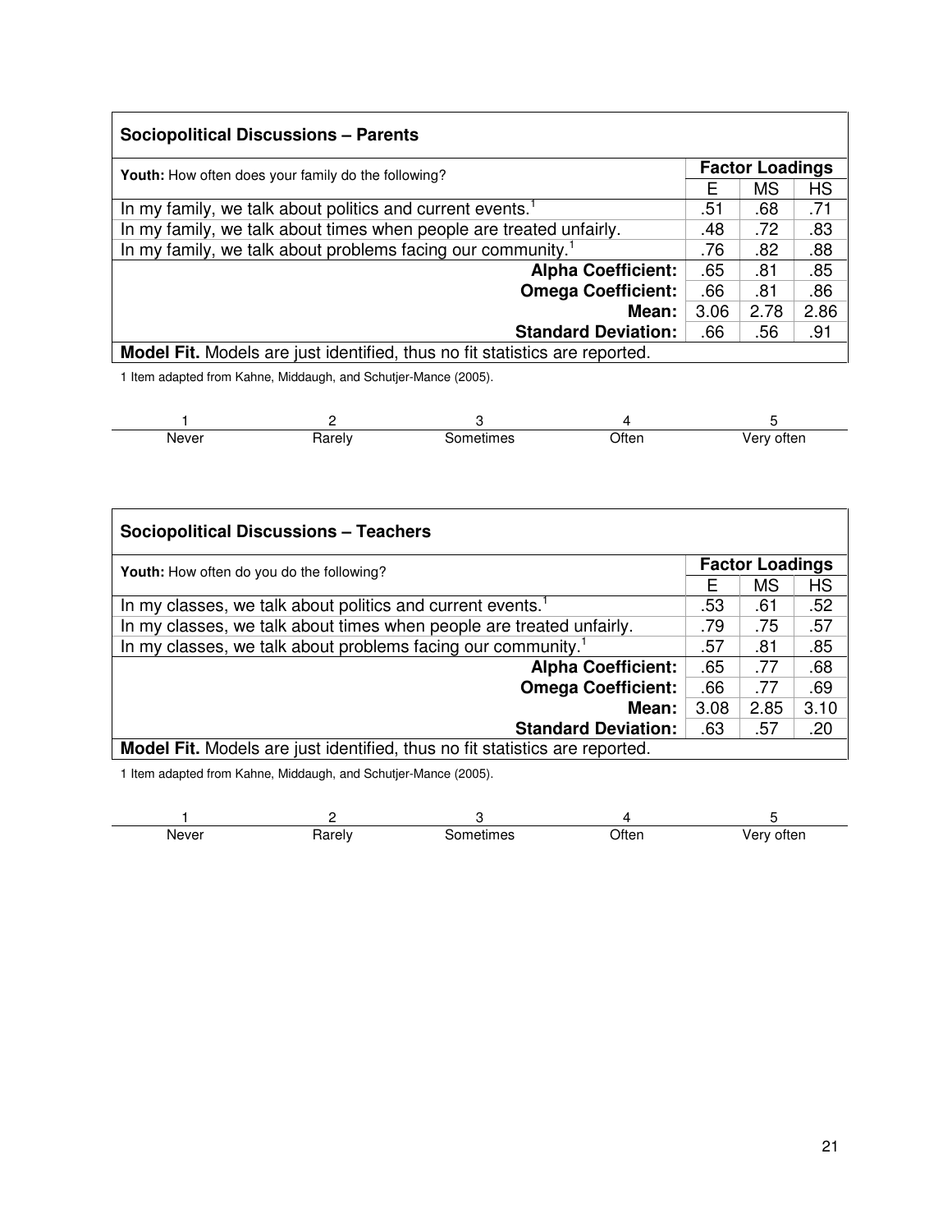**Sociopolitical Discussions – Parents**

| **Youth:** How often does your family do the following? | **Factor Loadings** | | |
|---|---|---|---|
| | E | MS | HS |
| In my family, we talk about politics and current events.[1] | .51 | .68 | .71 |
| In my family, we talk about times when people are treated unfairly. | .48 | .72 | .83 |
| In my family, we talk about problems facing our community.[1] | .76 | .82 | .88 |
| **Alpha Coefficient:** | .65 | .81 | .85 |
| **Omega Coefficient:** | .66 | .81 | .86 |
| **Mean:** | 3.06 | 2.78 | 2.86 |
| **Standard Deviation:** | .66 | .56 | .91 |
| **Model Fit.** Models are just identified, thus no fit statistics are reported. | | | |

1 Item adapted from Kahne, Middaugh, and Schutjer-Mance (2005).

| 1 | 2 | 3 | 4 | 5 |
|---|---|---|---|---|
| Never | Rarely | Sometimes | Often | Very often |

**Sociopolitical Discussions – Teachers**

| **Youth:** How often do you do the following? | **Factor Loadings** | | |
|---|---|---|---|
| | E | MS | HS |
| In my classes, we talk about politics and current events.[1] | .53 | .61 | .52 |
| In my classes, we talk about times when people are treated unfairly. | .79 | .75 | .57 |
| In my classes, we talk about problems facing our community.[1] | .57 | .81 | .85 |
| **Alpha Coefficient:** | .65 | .77 | .68 |
| **Omega Coefficient:** | .66 | .77 | .69 |
| **Mean:** | 3.08 | 2.85 | 3.10 |
| **Standard Deviation:** | .63 | .57 | .20 |
| **Model Fit.** Models are just identified, thus no fit statistics are reported. | | | |

1 Item adapted from Kahne, Middaugh, and Schutjer-Mance (2005).

| 1 | 2 | 3 | 4 | 5 |
|---|---|---|---|---|
| Never | Rarely | Sometimes | Often | Very often |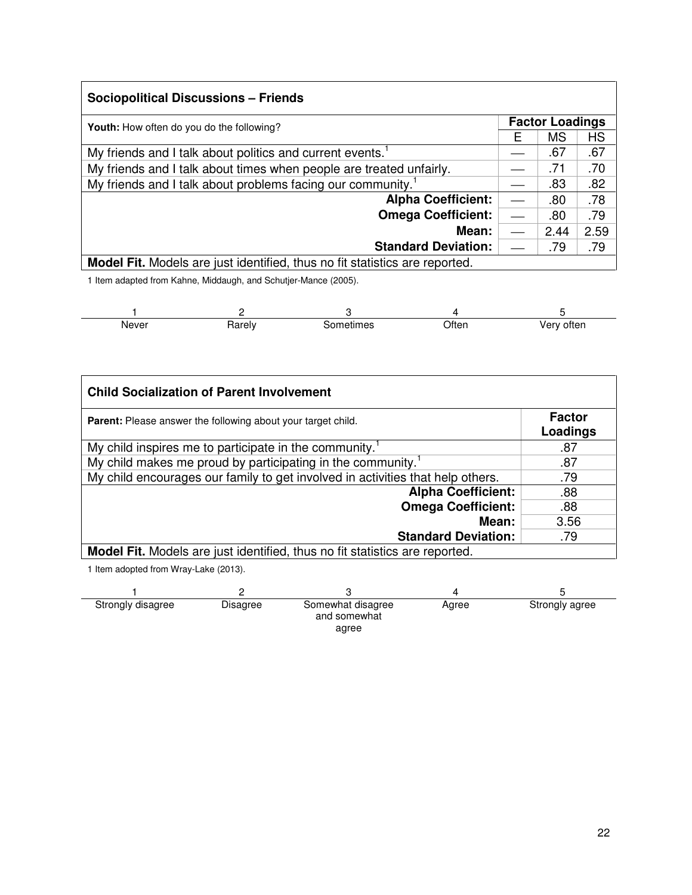| **Sociopolitical Discussions – Friends** | | | |
|---|---|---|---|
| **Youth:** How often do you do the following? | **Factor Loadings** | | |
| | E | MS | HS |
| My friends and I talk about politics and current events.[1] | — | .67 | .67 |
| My friends and I talk about times when people are treated unfairly. | — | .71 | .70 |
| My friends and I talk about problems facing our community.[1] | — | .83 | .82 |
| **Alpha Coefficient:** | — | .80 | .78 |
| **Omega Coefficient:** | — | .80 | .79 |
| **Mean:** | — | 2.44 | 2.59 |
| **Standard Deviation:** | — | .79 | .79 |
| **Model Fit.** Models are just identified, thus no fit statistics are reported. | | | |

1 Item adapted from Kahne, Middaugh, and Schutjer-Mance (2005).

| 1 | 2 | 3 | 4 | 5 |
|---|---|---|---|---|
| Never | Rarely | Sometimes | Often | Very often |

| **Child Socialization of Parent Involvement** | |
|---|---|
| **Parent:** Please answer the following about your target child. | **Factor Loadings** |
| My child inspires me to participate in the community.[1] | .87 |
| My child makes me proud by participating in the community.[1] | .87 |
| My child encourages our family to get involved in activities that help others. | .79 |
| **Alpha Coefficient:** | .88 |
| **Omega Coefficient:** | .88 |
| **Mean:** | 3.56 |
| **Standard Deviation:** | .79 |
| **Model Fit.** Models are just identified, thus no fit statistics are reported. | |

1 Item adopted from Wray-Lake (2013).

| 1 | 2 | 3 | 4 | 5 |
|---|---|---|---|---|
| Strongly disagree | Disagree | Somewhat disagree and somewhat agree | Agree | Strongly agree |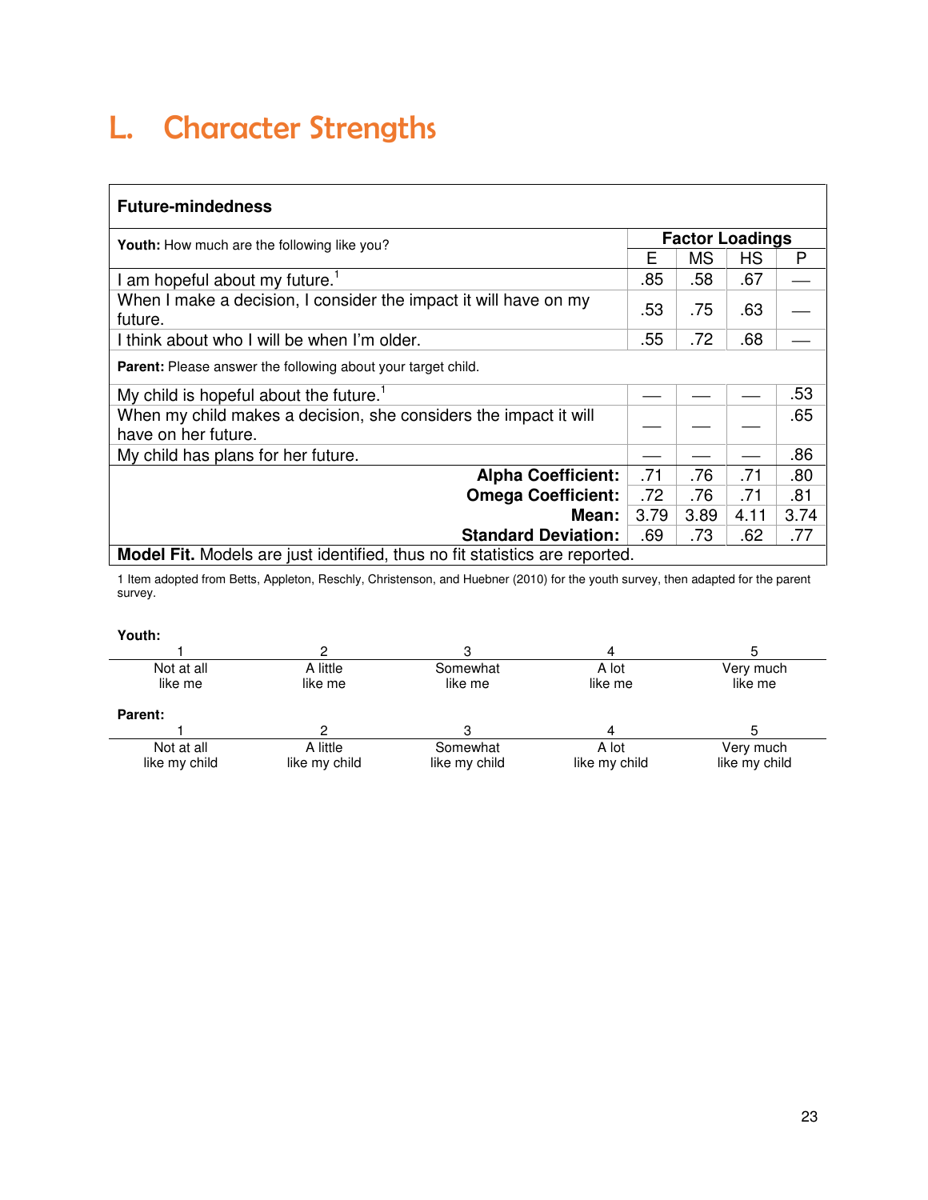# L. Character Strengths

| **Future-mindedness** | | | | |
|---|---|---|---|---|
| **Youth:** How much are the following like you? | **Factor Loadings** | | | |
| | E | MS | HS | P |
| I am hopeful about my future.[1] | .85 | .58 | .67 | — |
| When I make a decision, I consider the impact it will have on my future. | .53 | .75 | .63 | — |
| I think about who I will be when I'm older. | .55 | .72 | .68 | — |
| **Parent:** Please answer the following about your target child. | | | | |
| My child is hopeful about the future.[1] | — | — | — | .53 |
| When my child makes a decision, she considers the impact it will have on her future. | — | — | — | .65 |
| My child has plans for her future. | — | — | — | .86 |
| **Alpha Coefficient:** | .71 | .76 | .71 | .80 |
| **Omega Coefficient:** | .72 | .76 | .71 | .81 |
| **Mean:** | 3.79 | 3.89 | 4.11 | 3.74 |
| **Standard Deviation:** | .69 | .73 | .62 | .77 |
| **Model Fit.** Models are just identified, thus no fit statistics are reported. | | | | |

1 Item adopted from Betts, Appleton, Reschly, Christenson, and Huebner (2010) for the youth survey, then adapted for the parent survey.

**Youth:**

| 1 | 2 | 3 | 4 | 5 |
|---|---|---|---|---|
| Not at all like me | A little like me | Somewhat like me | A lot like me | Very much like me |

**Parent:**

| 1 | 2 | 3 | 4 | 5 |
|---|---|---|---|---|
| Not at all like my child | A little like my child | Somewhat like my child | A lot like my child | Very much like my child |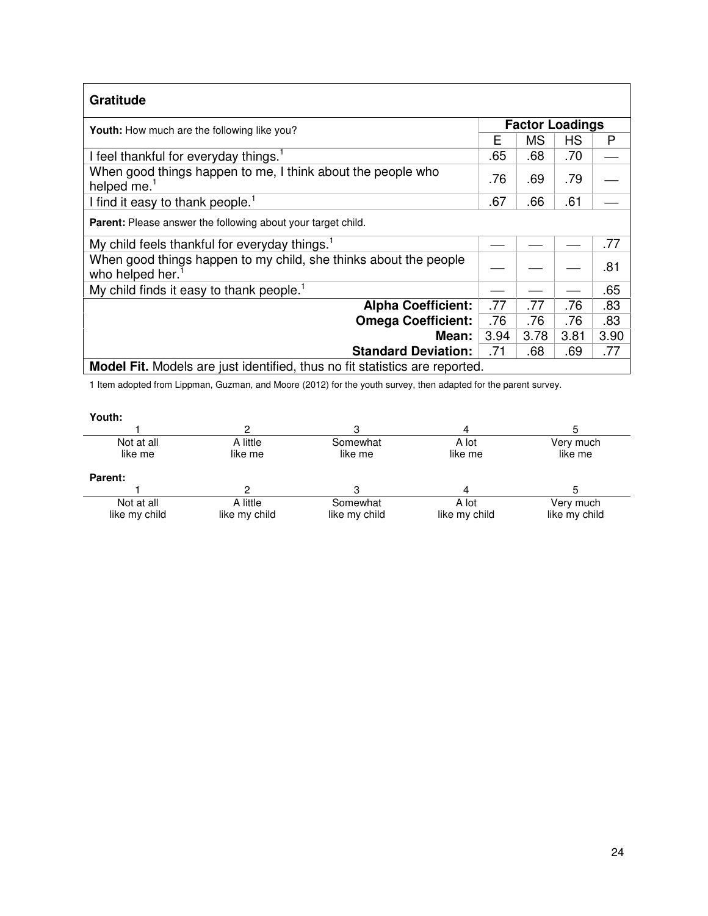| **Gratitude** | | | | |
|---|---|---|---|---|
| **Youth:** How much are the following like you? | **Factor Loadings** | | | |
| | E | MS | HS | P |
| I feel thankful for everyday things.[1] | .65 | .68 | .70 | — |
| When good things happen to me, I think about the people who helped me.[1] | .76 | .69 | .79 | — |
| I find it easy to thank people.[1] | .67 | .66 | .61 | — |
| **Parent:** Please answer the following about your target child. | | | | |
| My child feels thankful for everyday things.[1] | — | — | — | .77 |
| When good things happen to my child, she thinks about the people who helped her.[1] | — | — | — | .81 |
| My child finds it easy to thank people.[1] | — | — | — | .65 |
| **Alpha Coefficient:** | .77 | .77 | .76 | .83 |
| **Omega Coefficient:** | .76 | .76 | .76 | .83 |
| **Mean:** | 3.94 | 3.78 | 3.81 | 3.90 |
| **Standard Deviation:** | .71 | .68 | .69 | .77 |
| **Model Fit.** Models are just identified, thus no fit statistics are reported. | | | | |

1 Item adopted from Lippman, Guzman, and Moore (2012) for the youth survey, then adapted for the parent survey.

**Youth:**

| 1 | 2 | 3 | 4 | 5 |
|---|---|---|---|---|
| Not at all like me | A little like me | Somewhat like me | A lot like me | Very much like me |

**Parent:**

| 1 | 2 | 3 | 4 | 5 |
|---|---|---|---|---|
| Not at all like my child | A little like my child | Somewhat like my child | A lot like my child | Very much like my child |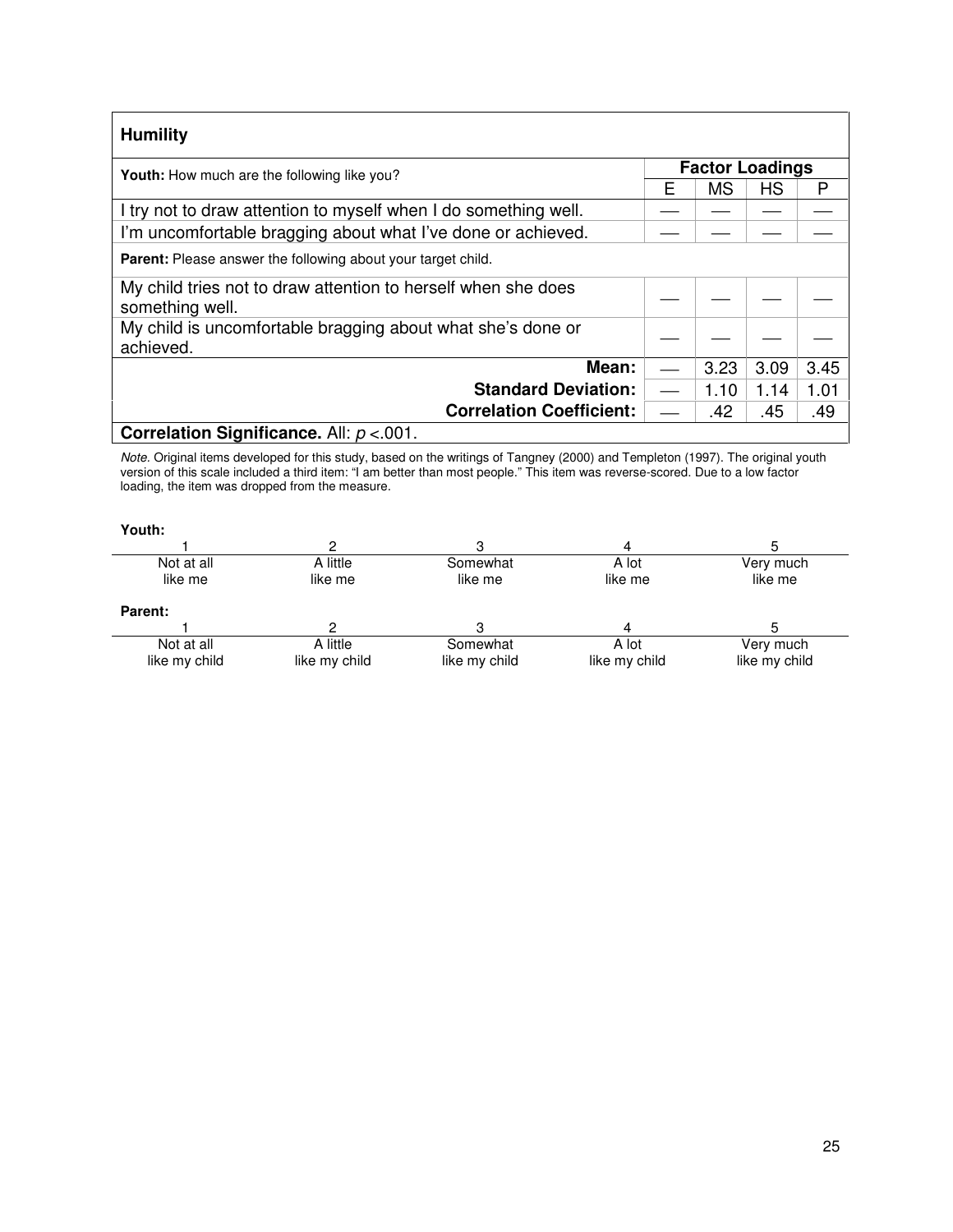| **Humility** | | | | |
|---|---|---|---|---|
| **Youth:** How much are the following like you? | **Factor Loadings** | | | |
| | E | MS | HS | P |
| I try not to draw attention to myself when I do something well. | — | — | — | — |
| I'm uncomfortable bragging about what I've done or achieved. | — | — | — | — |
| **Parent:** Please answer the following about your target child. | | | | |
| My child tries not to draw attention to herself when she does something well. | — | — | — | — |
| My child is uncomfortable bragging about what she's done or achieved. | — | — | — | — |
| **Mean:** | — | 3.23 | 3.09 | 3.45 |
| **Standard Deviation:** | — | 1.10 | 1.14 | 1.01 |
| **Correlation Coefficient:** | — | .42 | .45 | .49 |
| **Correlation Significance.** All: $p$ <.001. | | | | |

*Note.* Original items developed for this study, based on the writings of Tangney (2000) and Templeton (1997). The original youth version of this scale included a third item: "I am better than most people." This item was reverse-scored. Due to a low factor loading, the item was dropped from the measure.

**Youth:**

| 1 | 2 | 3 | 4 | 5 |
|---|---|---|---|---|
| Not at all like me | A little like me | Somewhat like me | A lot like me | Very much like me |

**Parent:**

| 1 | 2 | 3 | 4 | 5 |
|---|---|---|---|---|
| Not at all like my child | A little like my child | Somewhat like my child | A lot like my child | Very much like my child |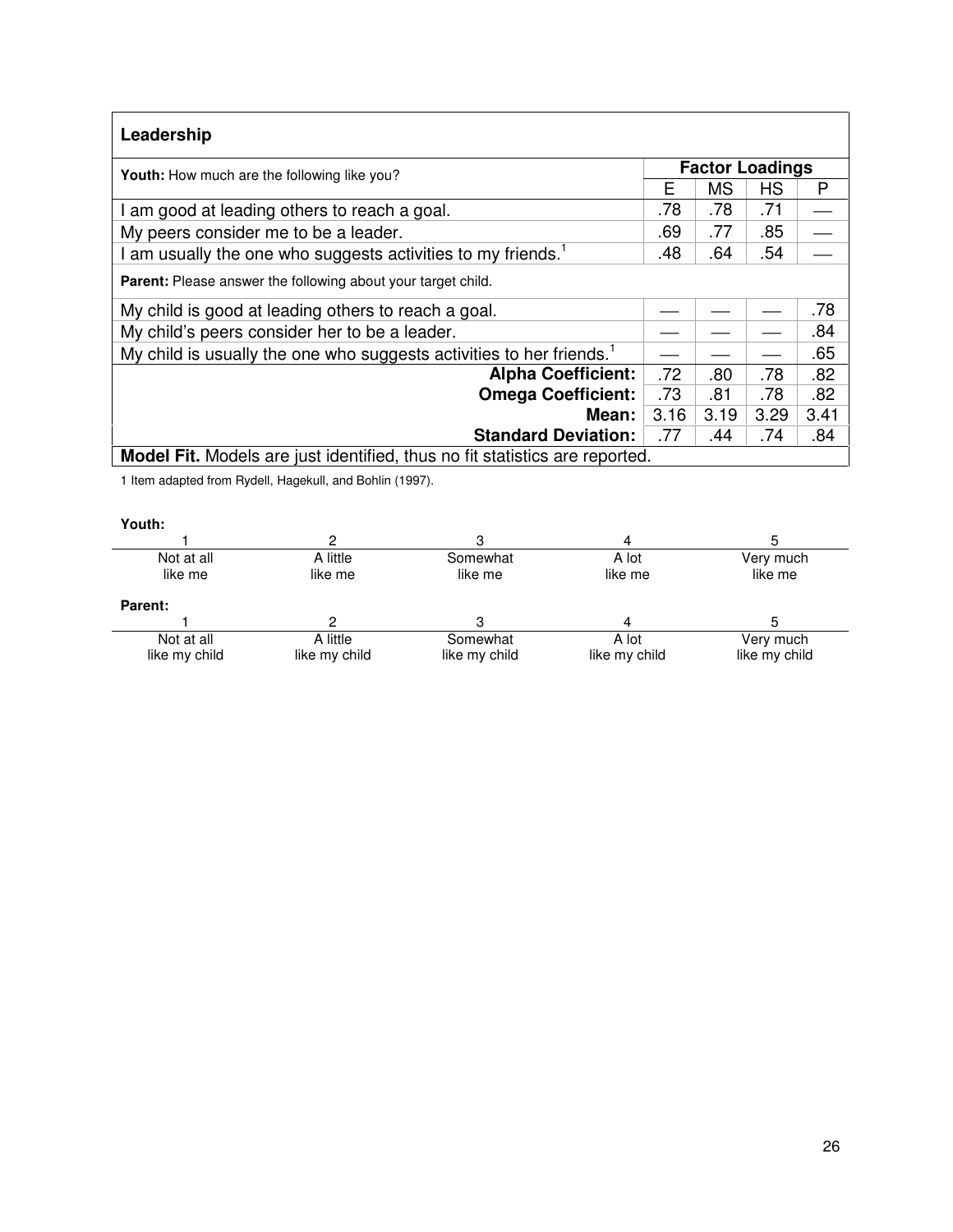## Leadership

| Youth: How much are the following like you? | Factor Loadings | | | |
|---|---|---|---|---|
| | E | MS | HS | P |
| I am good at leading others to reach a goal. | .78 | .78 | .71 | — |
| My peers consider me to be a leader. | .69 | .77 | .85 | — |
| I am usually the one who suggests activities to my friends.[1] | .48 | .64 | .54 | — |
| **Parent:** Please answer the following about your target child. | | | | |
| My child is good at leading others to reach a goal. | — | — | — | .78 |
| My child's peers consider her to be a leader. | — | — | — | .84 |
| My child is usually the one who suggests activities to her friends.[1] | — | — | — | .65 |
| **Alpha Coefficient:** | .72 | .80 | .78 | .82 |
| **Omega Coefficient:** | .73 | .81 | .78 | .82 |
| **Mean:** | 3.16 | 3.19 | 3.29 | 3.41 |
| **Standard Deviation:** | .77 | .44 | .74 | .84 |

**Model Fit.** Models are just identified, thus no fit statistics are reported.

1 Item adapted from Rydell, Hagekull, and Bohlin (1997).

**Youth:**

| 1 | 2 | 3 | 4 | 5 |
|---|---|---|---|---|
| Not at all like me | A little like me | Somewhat like me | A lot like me | Very much like me |

**Parent:**

| 1 | 2 | 3 | 4 | 5 |
|---|---|---|---|---|
| Not at all like my child | A little like my child | Somewhat like my child | A lot like my child | Very much like my child |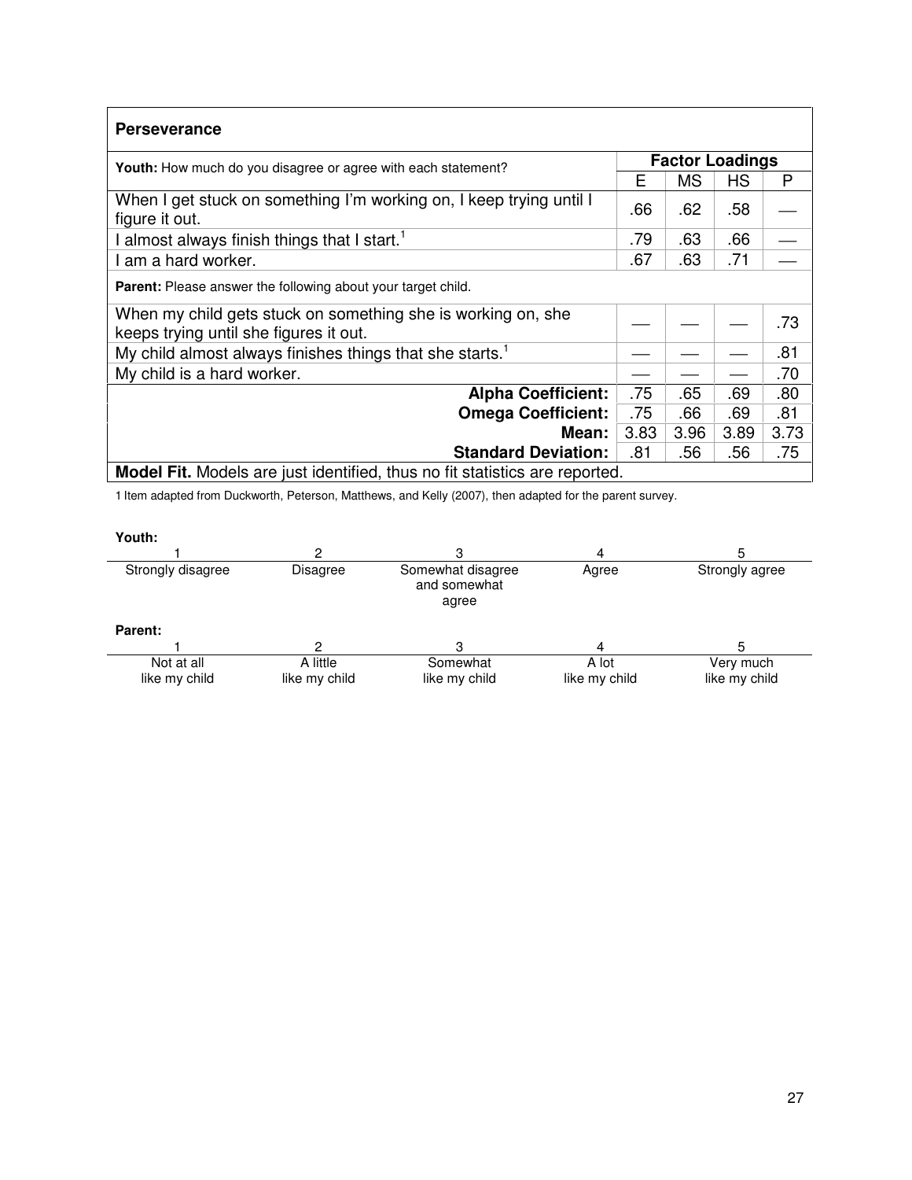| **Perseverance** | | | | |
|---|---|---|---|---|
| **Youth:** How much do you disagree or agree with each statement? | **Factor Loadings** | | | |
| | E | MS | HS | P |
| When I get stuck on something I'm working on, I keep trying until I figure it out. | .66 | .62 | .58 | — |
| I almost always finish things that I start.[1] | .79 | .63 | .66 | — |
| I am a hard worker. | .67 | .63 | .71 | — |
| **Parent:** Please answer the following about your target child. | | | | |
| When my child gets stuck on something she is working on, she keeps trying until she figures it out. | — | — | — | .73 |
| My child almost always finishes things that she starts.[1] | — | — | — | .81 |
| My child is a hard worker. | — | — | — | .70 |
| **Alpha Coefficient:** | .75 | .65 | .69 | .80 |
| **Omega Coefficient:** | .75 | .66 | .69 | .81 |
| **Mean:** | 3.83 | 3.96 | 3.89 | 3.73 |
| **Standard Deviation:** | .81 | .56 | .56 | .75 |
| **Model Fit.** Models are just identified, thus no fit statistics are reported. | | | | |

1 Item adapted from Duckworth, Peterson, Matthews, and Kelly (2007), then adapted for the parent survey.

**Youth:**

| 1 | 2 | 3 | 4 | 5 |
|---|---|---|---|---|
| Strongly disagree | Disagree | Somewhat disagree and somewhat agree | Agree | Strongly agree |

**Parent:**

| 1 | 2 | 3 | 4 | 5 |
|---|---|---|---|---|
| Not at all like my child | A little like my child | Somewhat like my child | A lot like my child | Very much like my child |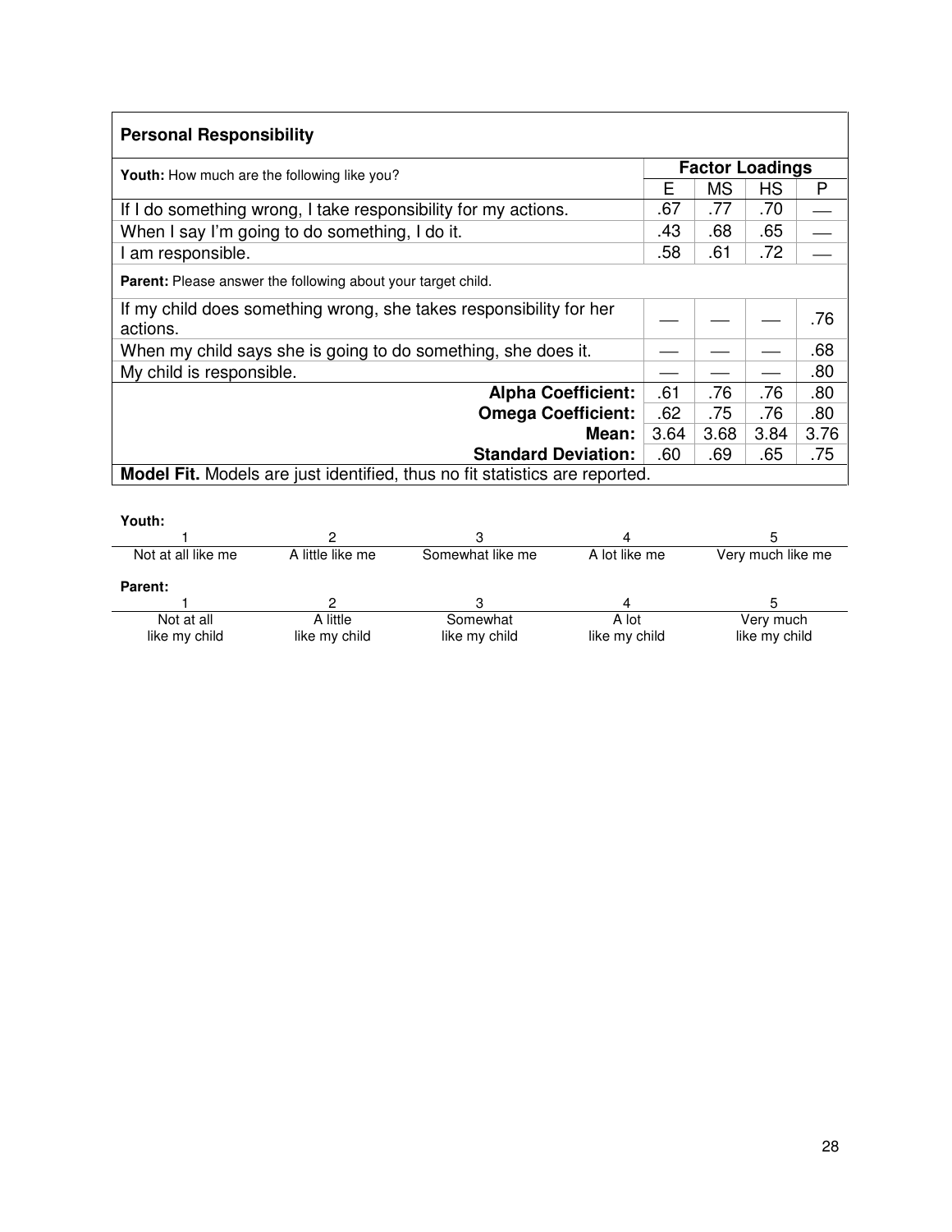### Personal Responsibility

| Youth: How much are the following like you? | Factor Loadings | | | |
|---|---|---|---|---|
| | E | MS | HS | P |
| If I do something wrong, I take responsibility for my actions. | .67 | .77 | .70 | — |
| When I say I'm going to do something, I do it. | .43 | .68 | .65 | — |
| I am responsible. | .58 | .61 | .72 | — |
| **Parent:** Please answer the following about your target child. | | | | |
| If my child does something wrong, she takes responsibility for her actions. | — | — | — | .76 |
| When my child says she is going to do something, she does it. | — | — | — | .68 |
| My child is responsible. | — | — | — | .80 |
| **Alpha Coefficient:** | .61 | .76 | .76 | .80 |
| **Omega Coefficient:** | .62 | .75 | .76 | .80 |
| **Mean:** | 3.64 | 3.68 | 3.84 | 3.76 |
| **Standard Deviation:** | .60 | .69 | .65 | .75 |

**Model Fit.** Models are just identified, thus no fit statistics are reported.

**Youth:**

| 1 | 2 | 3 | 4 | 5 |
|---|---|---|---|---|
| Not at all like me | A little like me | Somewhat like me | A lot like me | Very much like me |

**Parent:**

| 1 | 2 | 3 | 4 | 5 |
|---|---|---|---|---|
| Not at all like my child | A little like my child | Somewhat like my child | A lot like my child | Very much like my child |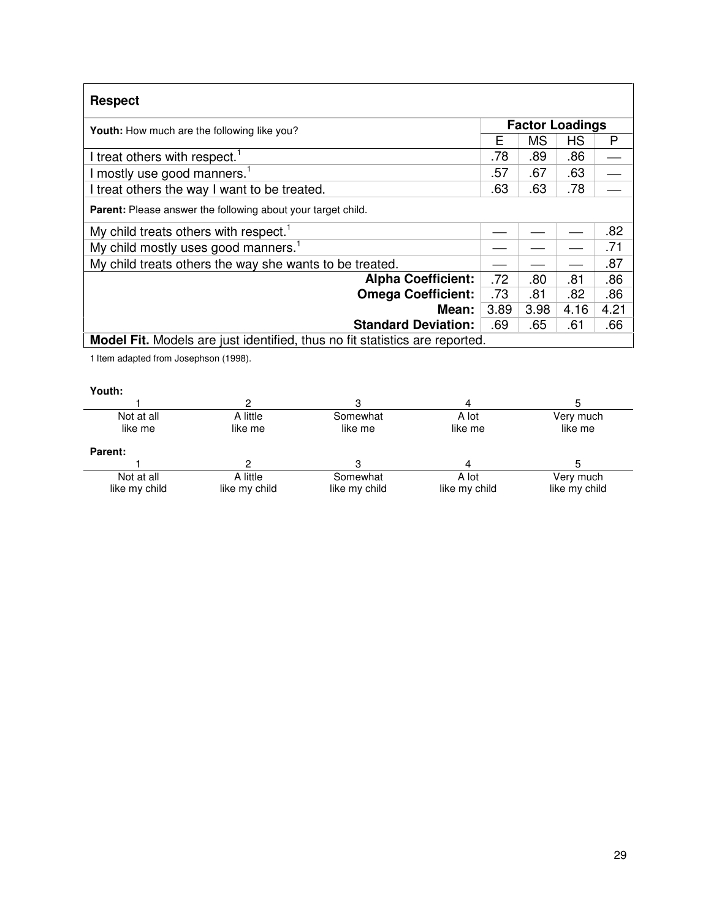## Respect

| **Youth:** How much are the following like you? | Factor Loadings | | | |
|---|---|---|---|---|
| | E | MS | HS | P |
| I treat others with respect.[1] | .78 | .89 | .86 | — |
| I mostly use good manners.[1] | .57 | .67 | .63 | — |
| I treat others the way I want to be treated. | .63 | .63 | .78 | — |
| **Parent:** Please answer the following about your target child. | | | | |
| My child treats others with respect.[1] | — | — | — | .82 |
| My child mostly uses good manners.[1] | — | — | — | .71 |
| My child treats others the way she wants to be treated. | — | — | — | .87 |
| **Alpha Coefficient:** | .72 | .80 | .81 | .86 |
| **Omega Coefficient:** | .73 | .81 | .82 | .86 |
| **Mean:** | 3.89 | 3.98 | 4.16 | 4.21 |
| **Standard Deviation:** | .69 | .65 | .61 | .66 |

**Model Fit.** Models are just identified, thus no fit statistics are reported.

1 Item adapted from Josephson (1998).

**Youth:**

| 1 | 2 | 3 | 4 | 5 |
|---|---|---|---|---|
| Not at all like me | A little like me | Somewhat like me | A lot like me | Very much like me |

**Parent:**

| 1 | 2 | 3 | 4 | 5 |
|---|---|---|---|---|
| Not at all like my child | A little like my child | Somewhat like my child | A lot like my child | Very much like my child |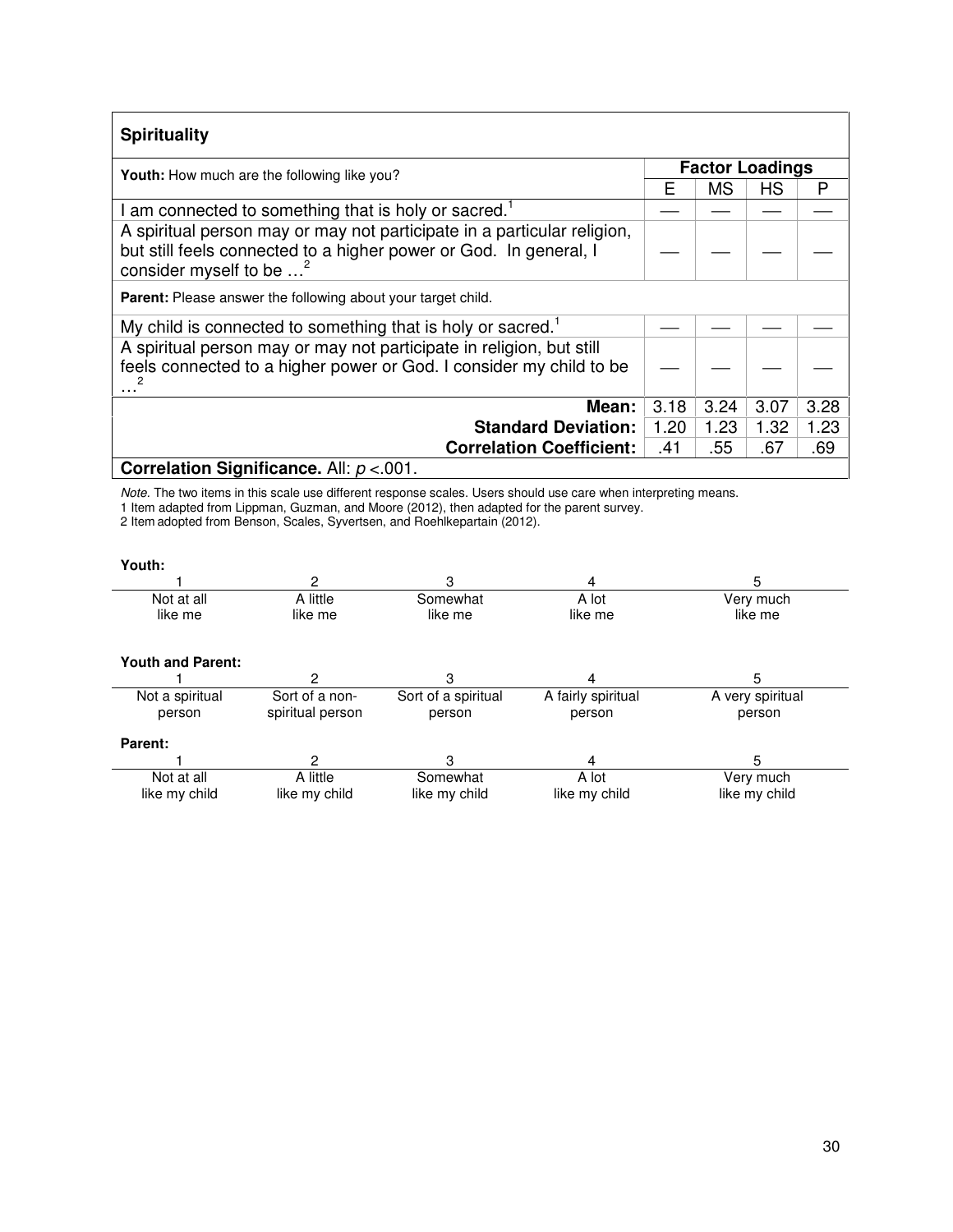| **Spirituality** | | | | |
|---|---|---|---|---|
| **Youth:** How much are the following like you? | **Factor Loadings** | | | |
| | E | MS | HS | P |
| I am connected to something that is holy or sacred.[1] | — | — | — | — |
| A spiritual person may or may not participate in a particular religion, but still feels connected to a higher power or God. In general, I consider myself to be …[2] | — | — | — | — |
| **Parent:** Please answer the following about your target child. | | | | |
| My child is connected to something that is holy or sacred.[1] | — | — | — | — |
| A spiritual person may or may not participate in religion, but still feels connected to a higher power or God. I consider my child to be …[2] | — | — | — | — |
| **Mean:** | 3.18 | 3.24 | 3.07 | 3.28 |
| **Standard Deviation:** | 1.20 | 1.23 | 1.32 | 1.23 |
| **Correlation Coefficient:** | .41 | .55 | .67 | .69 |
| **Correlation Significance.** All: $p < .001$. | | | | |

*Note.* The two items in this scale use different response scales. Users should use care when interpreting means.

1 Item adapted from Lippman, Guzman, and Moore (2012), then adapted for the parent survey.

2 Item adopted from Benson, Scales, Syvertsen, and Roehlkepartain (2012).

**Youth:**

| 1 | 2 | 3 | 4 | 5 |
|---|---|---|---|---|
| Not at all like me | A little like me | Somewhat like me | A lot like me | Very much like me |

**Youth and Parent:**

| 1 | 2 | 3 | 4 | 5 |
|---|---|---|---|---|
| Not a spiritual person | Sort of a non-spiritual person | Sort of a spiritual person | A fairly spiritual person | A very spiritual person |

**Parent:**

| 1 | 2 | 3 | 4 | 5 |
|---|---|---|---|---|
| Not at all like my child | A little like my child | Somewhat like my child | A lot like my child | Very much like my child |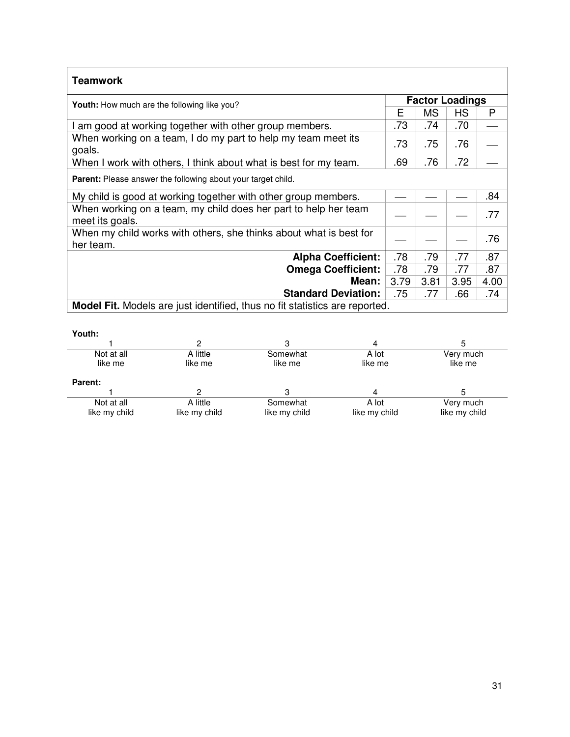**Teamwork**

| **Youth:** How much are the following like you? | **Factor Loadings** | | | |
|---|---|---|---|---|
| | E | MS | HS | P |
| I am good at working together with other group members. | .73 | .74 | .70 | — |
| When working on a team, I do my part to help my team meet its goals. | .73 | .75 | .76 | — |
| When I work with others, I think about what is best for my team. | .69 | .76 | .72 | — |
| **Parent:** Please answer the following about your target child. | | | | |
| My child is good at working together with other group members. | — | — | — | .84 |
| When working on a team, my child does her part to help her team meet its goals. | — | — | — | .77 |
| When my child works with others, she thinks about what is best for her team. | — | — | — | .76 |
| **Alpha Coefficient:** | .78 | .79 | .77 | .87 |
| **Omega Coefficient:** | .78 | .79 | .77 | .87 |
| **Mean:** | 3.79 | 3.81 | 3.95 | 4.00 |
| **Standard Deviation:** | .75 | .77 | .66 | .74 |

**Model Fit.** Models are just identified, thus no fit statistics are reported.

**Youth:**

| 1 | 2 | 3 | 4 | 5 |
|---|---|---|---|---|
| Not at all like me | A little like me | Somewhat like me | A lot like me | Very much like me |

**Parent:**

| 1 | 2 | 3 | 4 | 5 |
|---|---|---|---|---|
| Not at all like my child | A little like my child | Somewhat like my child | A lot like my child | Very much like my child |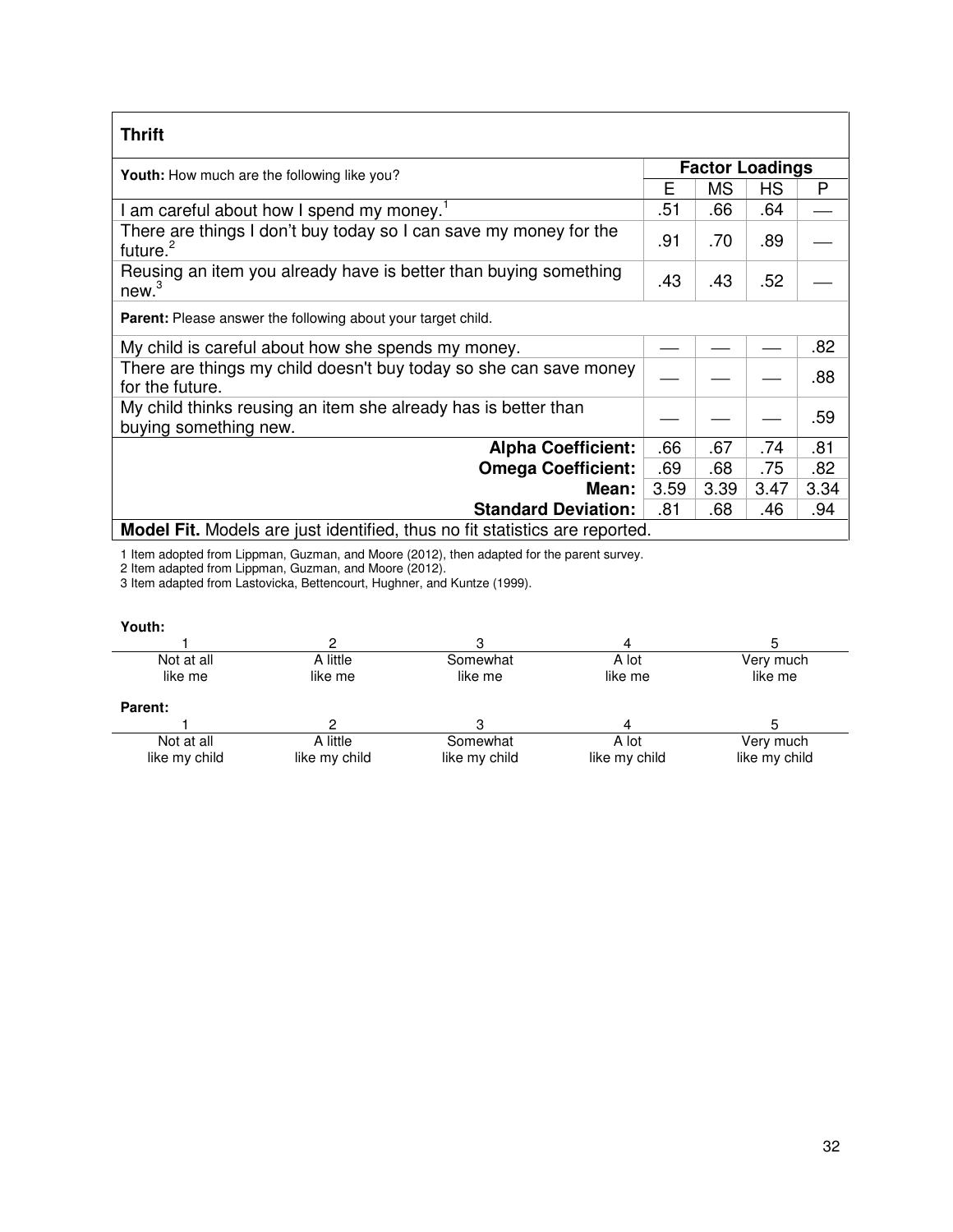### Thrift

| Youth: How much are the following like you? | Factor Loadings | | | |
|---|---|---|---|---|
| | E | MS | HS | P |
| I am careful about how I spend my money.[1] | .51 | .66 | .64 | — |
| There are things I don't buy today so I can save my money for the future.[2] | .91 | .70 | .89 | — |
| Reusing an item you already have is better than buying something new.[3] | .43 | .43 | .52 | — |
| **Parent:** Please answer the following about your target child. | | | | |
| My child is careful about how she spends my money. | — | — | — | .82 |
| There are things my child doesn't buy today so she can save money for the future. | — | — | — | .88 |
| My child thinks reusing an item she already has is better than buying something new. | — | — | — | .59 |
| **Alpha Coefficient:** | .66 | .67 | .74 | .81 |
| **Omega Coefficient:** | .69 | .68 | .75 | .82 |
| **Mean:** | 3.59 | 3.39 | 3.47 | 3.34 |
| **Standard Deviation:** | .81 | .68 | .46 | .94 |

**Model Fit.** Models are just identified, thus no fit statistics are reported.

1 Item adopted from Lippman, Guzman, and Moore (2012), then adapted for the parent survey.
2 Item adapted from Lippman, Guzman, and Moore (2012).
3 Item adapted from Lastovicka, Bettencourt, Hughner, and Kuntze (1999).

**Youth:**

| 1 | 2 | 3 | 4 | 5 |
|---|---|---|---|---|
| Not at all like me | A little like me | Somewhat like me | A lot like me | Very much like me |

**Parent:**

| 1 | 2 | 3 | 4 | 5 |
|---|---|---|---|---|
| Not at all like my child | A little like my child | Somewhat like my child | A lot like my child | Very much like my child |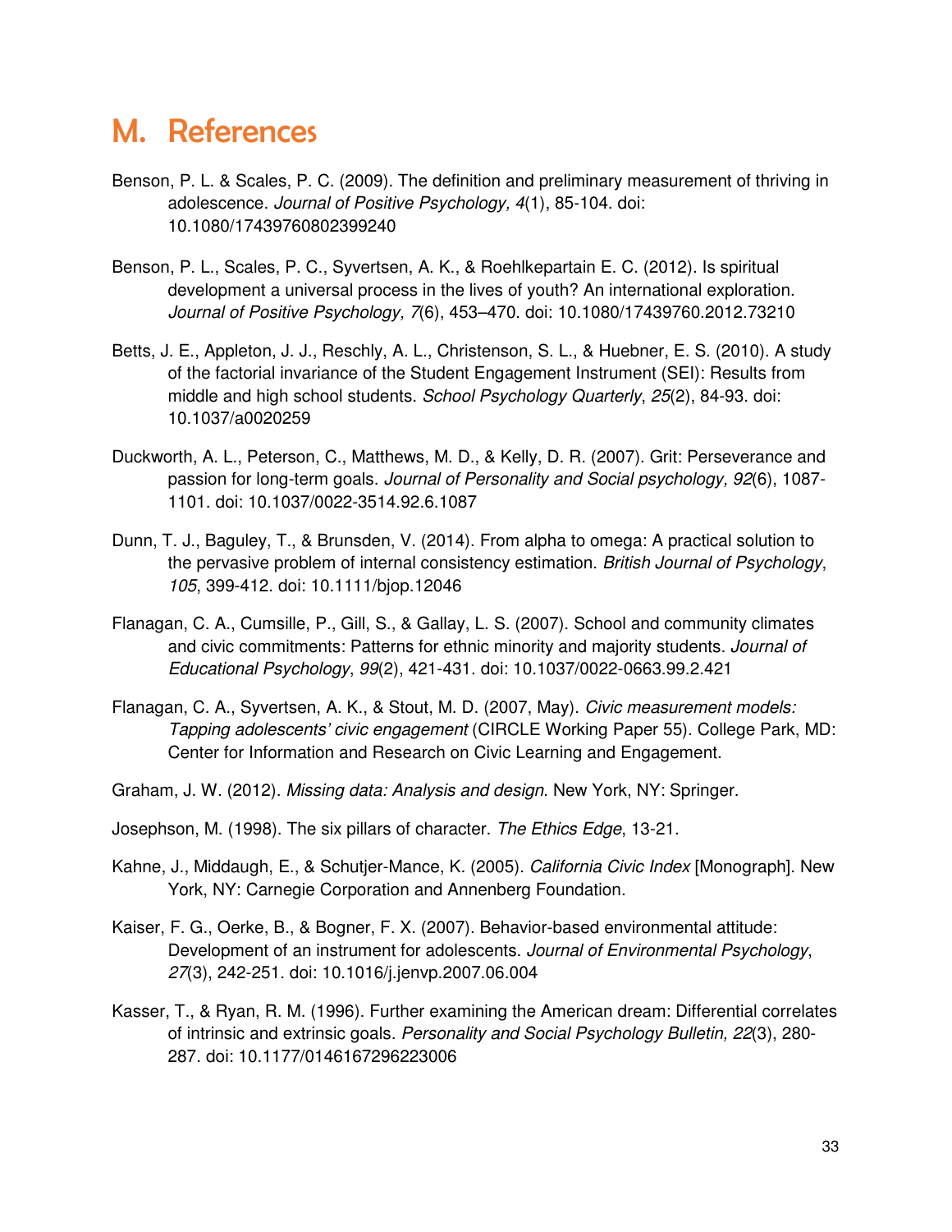# M. References

Benson, P. L. & Scales, P. C. (2009). The definition and preliminary measurement of thriving in adolescence. *Journal of Positive Psychology, 4*(1), 85-104. doi: 10.1080/17439760802399240

Benson, P. L., Scales, P. C., Syvertsen, A. K., & Roehlkepartain E. C. (2012). Is spiritual development a universal process in the lives of youth? An international exploration. *Journal of Positive Psychology, 7*(6), 453–470. doi: 10.1080/17439760.2012.73210

Betts, J. E., Appleton, J. J., Reschly, A. L., Christenson, S. L., & Huebner, E. S. (2010). A study of the factorial invariance of the Student Engagement Instrument (SEI): Results from middle and high school students. *School Psychology Quarterly*, *25*(2), 84-93. doi: 10.1037/a0020259

Duckworth, A. L., Peterson, C., Matthews, M. D., & Kelly, D. R. (2007). Grit: Perseverance and passion for long-term goals. *Journal of Personality and Social psychology, 92*(6), 1087-1101. doi: 10.1037/0022-3514.92.6.1087

Dunn, T. J., Baguley, T., & Brunsden, V. (2014). From alpha to omega: A practical solution to the pervasive problem of internal consistency estimation. *British Journal of Psychology*, *105*, 399-412. doi: 10.1111/bjop.12046

Flanagan, C. A., Cumsille, P., Gill, S., & Gallay, L. S. (2007). School and community climates and civic commitments: Patterns for ethnic minority and majority students. *Journal of Educational Psychology*, *99*(2), 421-431. doi: 10.1037/0022-0663.99.2.421

Flanagan, C. A., Syvertsen, A. K., & Stout, M. D. (2007, May). *Civic measurement models: Tapping adolescents' civic engagement* (CIRCLE Working Paper 55). College Park, MD: Center for Information and Research on Civic Learning and Engagement.

Graham, J. W. (2012). *Missing data: Analysis and design*. New York, NY: Springer.

Josephson, M. (1998). The six pillars of character. *The Ethics Edge*, 13-21.

Kahne, J., Middaugh, E., & Schutjer-Mance, K. (2005). *California Civic Index* [Monograph]. New York, NY: Carnegie Corporation and Annenberg Foundation.

Kaiser, F. G., Oerke, B., & Bogner, F. X. (2007). Behavior-based environmental attitude: Development of an instrument for adolescents. *Journal of Environmental Psychology*, *27*(3), 242-251. doi: 10.1016/j.jenvp.2007.06.004

Kasser, T., & Ryan, R. M. (1996). Further examining the American dream: Differential correlates of intrinsic and extrinsic goals. *Personality and Social Psychology Bulletin, 22*(3), 280-287. doi: 10.1177/0146167296223006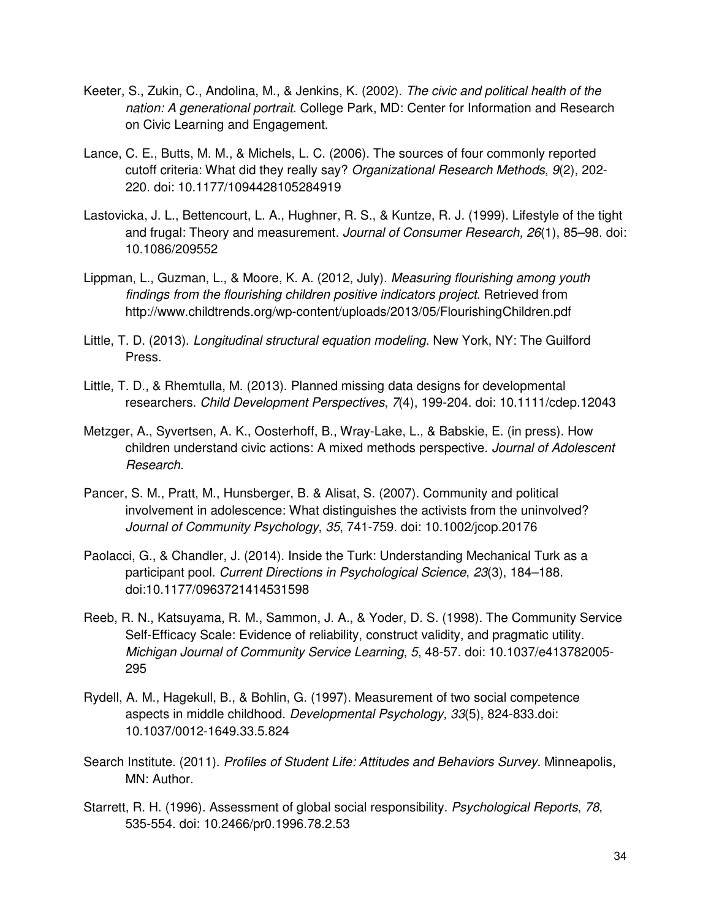Keeter, S., Zukin, C., Andolina, M., & Jenkins, K. (2002). *The civic and political health of the nation: A generational portrait*. College Park, MD: Center for Information and Research on Civic Learning and Engagement.

Lance, C. E., Butts, M. M., & Michels, L. C. (2006). The sources of four commonly reported cutoff criteria: What did they really say? *Organizational Research Methods*, *9*(2), 202-220. doi: 10.1177/1094428105284919

Lastovicka, J. L., Bettencourt, L. A., Hughner, R. S., & Kuntze, R. J. (1999). Lifestyle of the tight and frugal: Theory and measurement. *Journal of Consumer Research, 26*(1), 85–98. doi: 10.1086/209552

Lippman, L., Guzman, L., & Moore, K. A. (2012, July). *Measuring flourishing among youth findings from the flourishing children positive indicators project*. Retrieved from http://www.childtrends.org/wp-content/uploads/2013/05/FlourishingChildren.pdf

Little, T. D. (2013). *Longitudinal structural equation modeling*. New York, NY: The Guilford Press.

Little, T. D., & Rhemtulla, M. (2013). Planned missing data designs for developmental researchers. *Child Development Perspectives*, *7*(4), 199-204. doi: 10.1111/cdep.12043

Metzger, A., Syvertsen, A. K., Oosterhoff, B., Wray-Lake, L., & Babskie, E. (in press). How children understand civic actions: A mixed methods perspective. *Journal of Adolescent Research.*

Pancer, S. M., Pratt, M., Hunsberger, B. & Alisat, S. (2007). Community and political involvement in adolescence: What distinguishes the activists from the uninvolved? *Journal of Community Psychology*, *35*, 741-759. doi: 10.1002/jcop.20176

Paolacci, G., & Chandler, J. (2014). Inside the Turk: Understanding Mechanical Turk as a participant pool. *Current Directions in Psychological Science*, *23*(3), 184–188. doi:10.1177/0963721414531598

Reeb, R. N., Katsuyama, R. M., Sammon, J. A., & Yoder, D. S. (1998). The Community Service Self-Efficacy Scale: Evidence of reliability, construct validity, and pragmatic utility. *Michigan Journal of Community Service Learning*, *5*, 48-57. doi: 10.1037/e413782005-295

Rydell, A. M., Hagekull, B., & Bohlin, G. (1997). Measurement of two social competence aspects in middle childhood. *Developmental Psychology, 33*(5), 824-833.doi: 10.1037/0012-1649.33.5.824

Search Institute. (2011). *Profiles of Student Life: Attitudes and Behaviors Survey*. Minneapolis, MN: Author.

Starrett, R. H. (1996). Assessment of global social responsibility. *Psychological Reports*, *78*, 535-554. doi: 10.2466/pr0.1996.78.2.53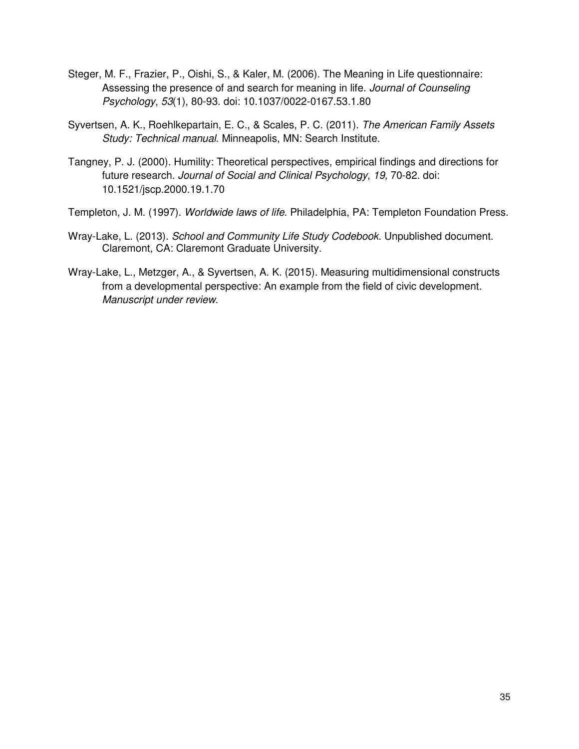Steger, M. F., Frazier, P., Oishi, S., & Kaler, M. (2006). The Meaning in Life questionnaire: Assessing the presence of and search for meaning in life. *Journal of Counseling Psychology*, *53*(1), 80-93. doi: 10.1037/0022-0167.53.1.80

Syvertsen, A. K., Roehlkepartain, E. C., & Scales, P. C. (2011). *The American Family Assets Study: Technical manual*. Minneapolis, MN: Search Institute.

Tangney, P. J. (2000). Humility: Theoretical perspectives, empirical findings and directions for future research. *Journal of Social and Clinical Psychology*, *19,* 70-82. doi: 10.1521/jscp.2000.19.1.70

Templeton, J. M. (1997). *Worldwide laws of life*. Philadelphia, PA: Templeton Foundation Press.

Wray-Lake, L. (2013). *School and Community Life Study Codebook*. Unpublished document. Claremont, CA: Claremont Graduate University.

Wray-Lake, L., Metzger, A., & Syvertsen, A. K. (2015). Measuring multidimensional constructs from a developmental perspective: An example from the field of civic development. *Manuscript under review*.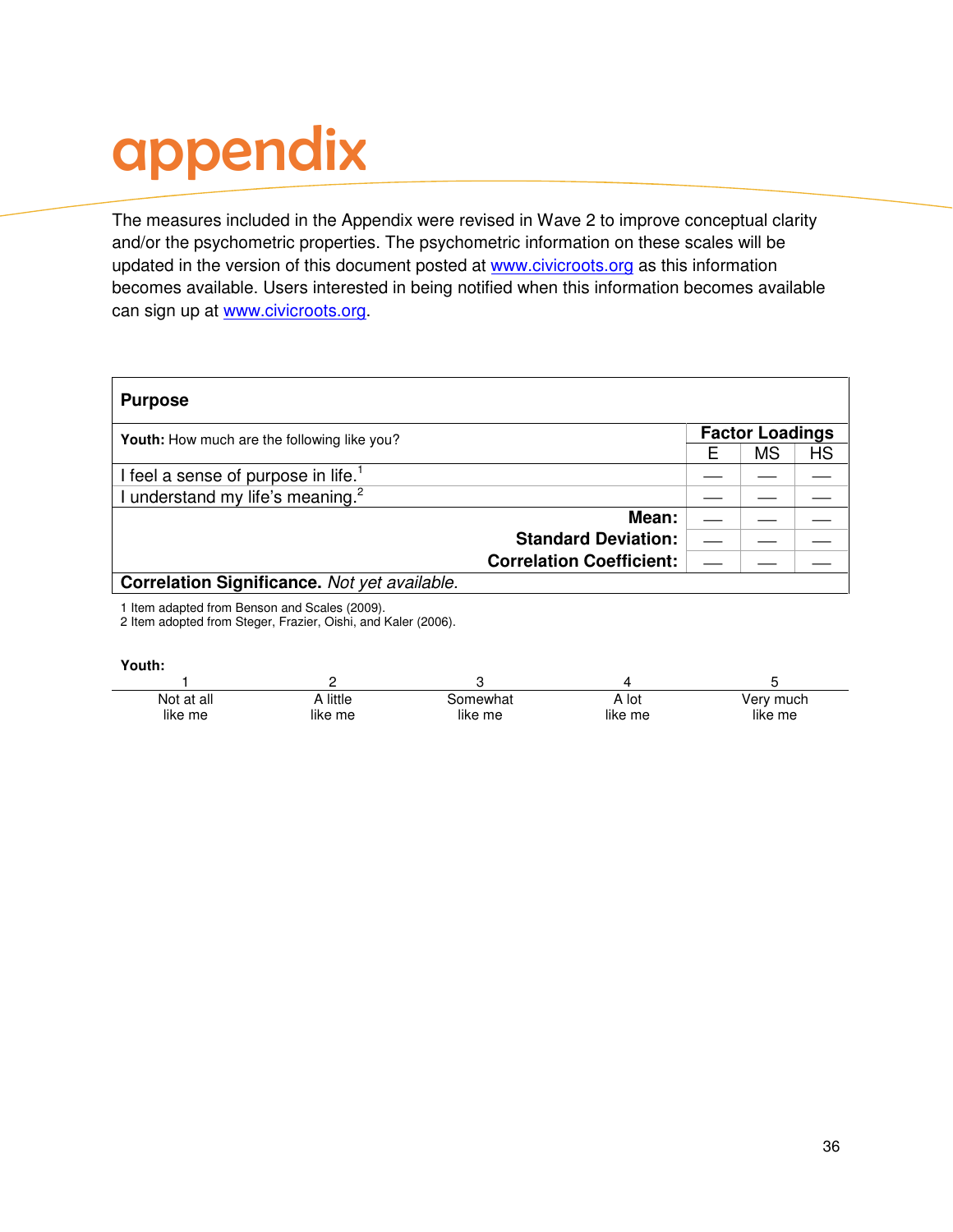# appendix

The measures included in the Appendix were revised in Wave 2 to improve conceptual clarity and/or the psychometric properties. The psychometric information on these scales will be updated in the version of this document posted at www.civicroots.org as this information becomes available. Users interested in being notified when this information becomes available can sign up at www.civicroots.org.

| **Purpose** | | | |
|---|---|---|---|
| **Youth:** How much are the following like you? | **Factor Loadings** | | |
| | E | MS | HS |
| I feel a sense of purpose in life.[1] | — | — | — |
| I understand my life's meaning.[2] | — | — | — |
| **Mean:** | — | — | — |
| **Standard Deviation:** | — | — | — |
| **Correlation Coefficient:** | — | — | — |
| **Correlation Significance.** *Not yet available.* | | | |

1 Item adapted from Benson and Scales (2009).
2 Item adopted from Steger, Frazier, Oishi, and Kaler (2006).

**Youth:**

| 1 | 2 | 3 | 4 | 5 |
|---|---|---|---|---|
| Not at all like me | A little like me | Somewhat like me | A lot like me | Very much like me |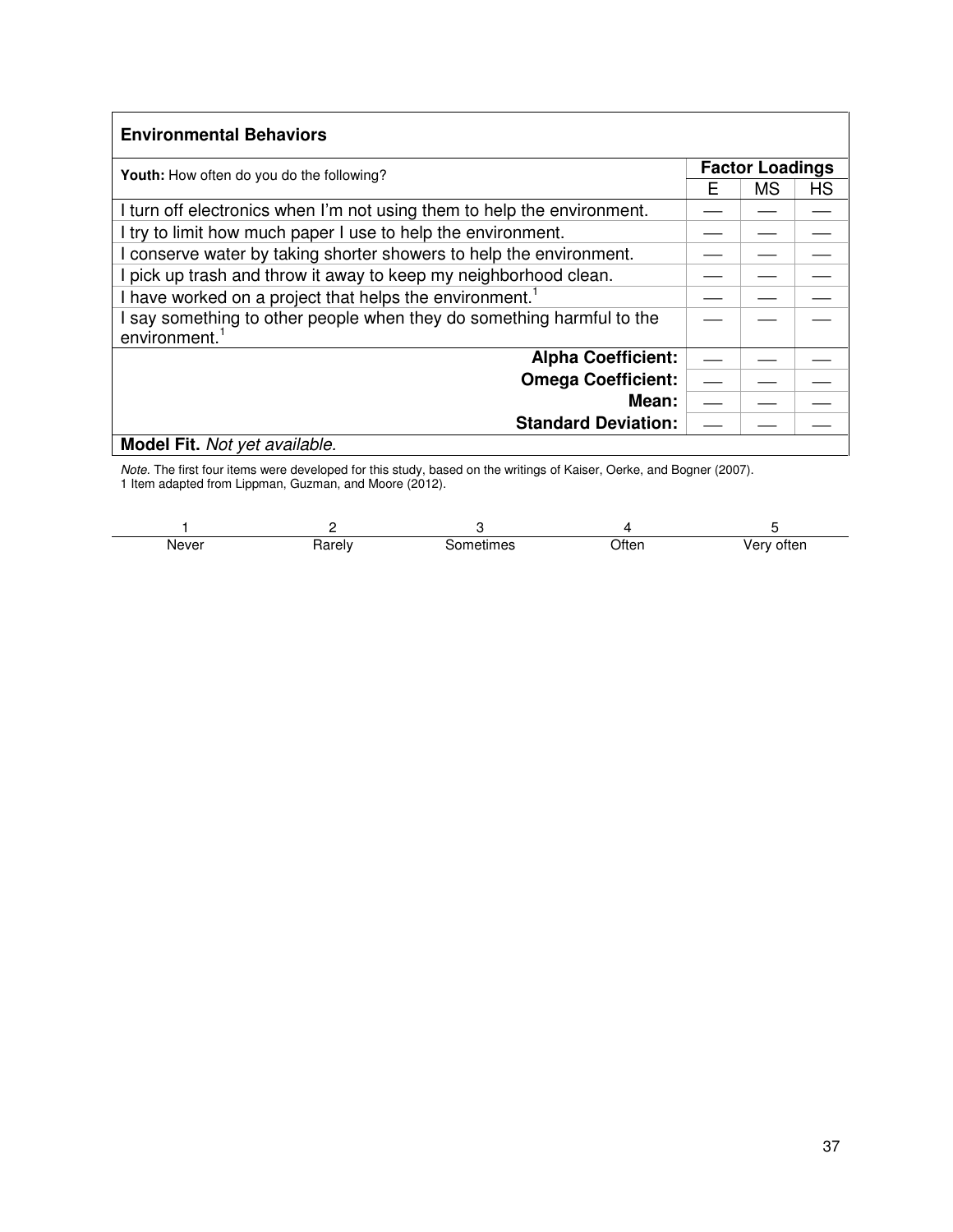| **Environmental Behaviors** | | | |
|---|---|---|---|
| **Youth:** How often do you do the following? | **Factor Loadings** | | |
| | E | MS | HS |
| I turn off electronics when I'm not using them to help the environment. | — | — | — |
| I try to limit how much paper I use to help the environment. | — | — | — |
| I conserve water by taking shorter showers to help the environment. | — | — | — |
| I pick up trash and throw it away to keep my neighborhood clean. | — | — | — |
| I have worked on a project that helps the environment.[1] | — | — | — |
| I say something to other people when they do something harmful to the environment.[1] | — | — | — |
| **Alpha Coefficient:** | — | — | — |
| **Omega Coefficient:** | — | — | — |
| **Mean:** | — | — | — |
| **Standard Deviation:** | — | — | — |
| **Model Fit.** *Not yet available.* | | | |

*Note.* The first four items were developed for this study, based on the writings of Kaiser, Oerke, and Bogner (2007).
1 Item adapted from Lippman, Guzman, and Moore (2012).

| 1 | 2 | 3 | 4 | 5 |
|---|---|---|---|---|
| Never | Rarely | Sometimes | Often | Very often |